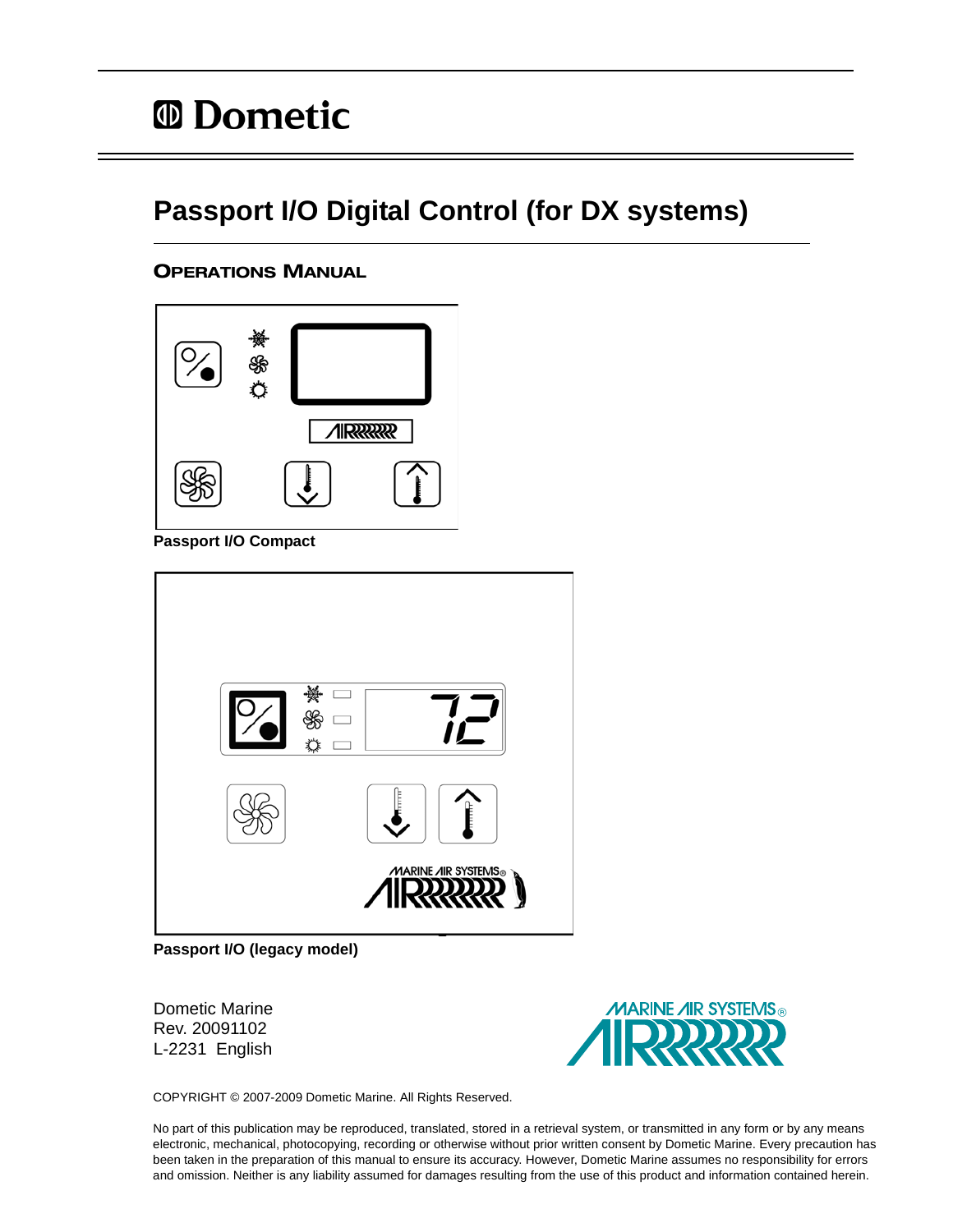Dometic

# Passport I/O Digital Control (for DX systems)

## OPERATIONS MANUAL

**Passport I/O Compact**

**Passport I/O (legacy model)**

Dometic Marine
Rev. 20091102
L-2231 English

MARINE AIR SYSTEMS®

COPYRIGHT © 2007-2009 Dometic Marine. All Rights Reserved.

No part of this publication may be reproduced, translated, stored in a retrieval system, or transmitted in any form or by any means electronic, mechanical, photocopying, recording or otherwise without prior written consent by Dometic Marine. Every precaution has been taken in the preparation of this manual to ensure its accuracy. However, Dometic Marine assumes no responsibility for errors and omission. Neither is any liability assumed for damages resulting from the use of this product and information contained herein.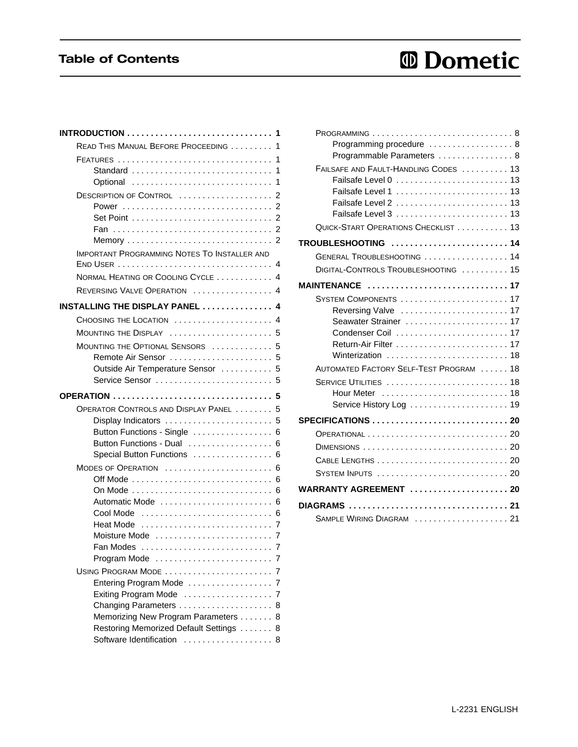# Table of Contents

- **INTRODUCTION** ... 1
  - READ THIS MANUAL BEFORE PROCEEDING ... 1
  - FEATURES ... 1
    - Standard ... 1
    - Optional ... 1
  - DESCRIPTION OF CONTROL ... 2
    - Power ... 2
    - Set Point ... 2
    - Fan ... 2
    - Memory ... 2
  - IMPORTANT PROGRAMMING NOTES TO INSTALLER AND END USER ... 4
  - NORMAL HEATING OR COOLING CYCLE ... 4
  - REVERSING VALVE OPERATION ... 4
- **INSTALLING THE DISPLAY PANEL** ... 4
  - CHOOSING THE LOCATION ... 4
  - MOUNTING THE DISPLAY ... 5
  - MOUNTING THE OPTIONAL SENSORS ... 5
    - Remote Air Sensor ... 5
    - Outside Air Temperature Sensor ... 5
    - Service Sensor ... 5
- **OPERATION** ... 5
  - OPERATOR CONTROLS AND DISPLAY PANEL ... 5
    - Display Indicators ... 5
    - Button Functions - Single ... 6
    - Button Functions - Dual ... 6
    - Special Button Functions ... 6
  - MODES OF OPERATION ... 6
    - Off Mode ... 6
    - On Mode ... 6
    - Automatic Mode ... 6
    - Cool Mode ... 6
    - Heat Mode ... 7
    - Moisture Mode ... 7
    - Fan Modes ... 7
    - Program Mode ... 7
  - USING PROGRAM MODE ... 7
    - Entering Program Mode ... 7
    - Exiting Program Mode ... 7
    - Changing Parameters ... 8
    - Memorizing New Program Parameters ... 8
    - Restoring Memorized Default Settings ... 8
    - Software Identification ... 8
  - PROGRAMMING ... 8
    - Programming procedure ... 8
    - Programmable Parameters ... 8
  - FAILSAFE AND FAULT-HANDLING CODES ... 13
    - Failsafe Level 0 ... 13
    - Failsafe Level 1 ... 13
    - Failsafe Level 2 ... 13
    - Failsafe Level 3 ... 13
  - QUICK-START OPERATIONS CHECKLIST ... 13
- **TROUBLESHOOTING** ... 14
  - GENERAL TROUBLESHOOTING ... 14
  - DIGITAL-CONTROLS TROUBLESHOOTING ... 15
- **MAINTENANCE** ... 17
  - SYSTEM COMPONENTS ... 17
    - Reversing Valve ... 17
    - Seawater Strainer ... 17
    - Condenser Coil ... 17
    - Return-Air Filter ... 17
    - Winterization ... 18
  - AUTOMATED FACTORY SELF-TEST PROGRAM ... 18
  - SERVICE UTILITIES ... 18
    - Hour Meter ... 18
    - Service History Log ... 19
- **SPECIFICATIONS** ... 20
  - OPERATIONAL ... 20
  - DIMENSIONS ... 20
  - CABLE LENGTHS ... 20
  - SYSTEM INPUTS ... 20
- **WARRANTY AGREEMENT** ... 20
- **DIAGRAMS** ... 21
  - SAMPLE WIRING DIAGRAM ... 21

L-2231 ENGLISH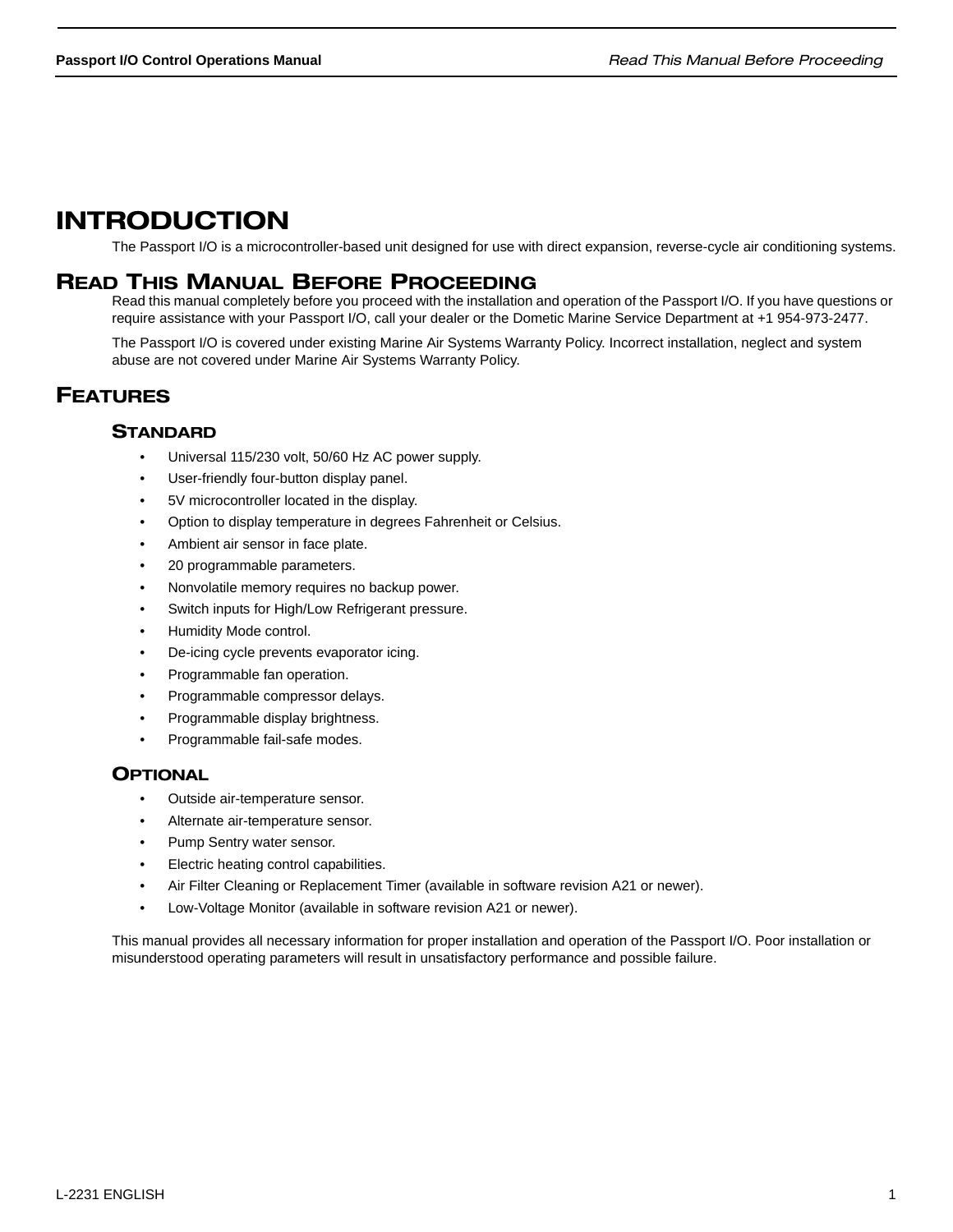# INTRODUCTION

The Passport I/O is a microcontroller-based unit designed for use with direct expansion, reverse-cycle air conditioning systems.

# READ THIS MANUAL BEFORE PROCEEDING

Read this manual completely before you proceed with the installation and operation of the Passport I/O. If you have questions or require assistance with your Passport I/O, call your dealer or the Dometic Marine Service Department at +1 954-973-2477.

The Passport I/O is covered under existing Marine Air Systems Warranty Policy. Incorrect installation, neglect and system abuse are not covered under Marine Air Systems Warranty Policy.

# FEATURES

## STANDARD

- Universal 115/230 volt, 50/60 Hz AC power supply.
- User-friendly four-button display panel.
- 5V microcontroller located in the display.
- Option to display temperature in degrees Fahrenheit or Celsius.
- Ambient air sensor in face plate.
- 20 programmable parameters.
- Nonvolatile memory requires no backup power.
- Switch inputs for High/Low Refrigerant pressure.
- Humidity Mode control.
- De-icing cycle prevents evaporator icing.
- Programmable fan operation.
- Programmable compressor delays.
- Programmable display brightness.
- Programmable fail-safe modes.

## OPTIONAL

- Outside air-temperature sensor.
- Alternate air-temperature sensor.
- Pump Sentry water sensor.
- Electric heating control capabilities.
- Air Filter Cleaning or Replacement Timer (available in software revision A21 or newer).
- Low-Voltage Monitor (available in software revision A21 or newer).

This manual provides all necessary information for proper installation and operation of the Passport I/O. Poor installation or misunderstood operating parameters will result in unsatisfactory performance and possible failure.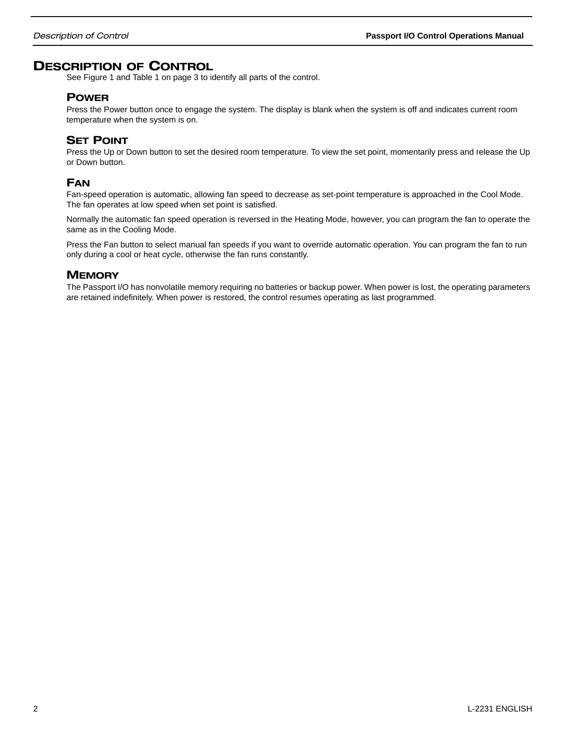# Description of Control

See Figure 1 and Table 1 on page 3 to identify all parts of the control.

## Power

Press the Power button once to engage the system. The display is blank when the system is off and indicates current room temperature when the system is on.

## Set Point

Press the Up or Down button to set the desired room temperature. To view the set point, momentarily press and release the Up or Down button.

## Fan

Fan-speed operation is automatic, allowing fan speed to decrease as set-point temperature is approached in the Cool Mode. The fan operates at low speed when set point is satisfied.

Normally the automatic fan speed operation is reversed in the Heating Mode, however, you can program the fan to operate the same as in the Cooling Mode.

Press the Fan button to select manual fan speeds if you want to override automatic operation. You can program the fan to run only during a cool or heat cycle, otherwise the fan runs constantly.

## Memory

The Passport I/O has nonvolatile memory requiring no batteries or backup power. When power is lost, the operating parameters are retained indefinitely. When power is restored, the control resumes operating as last programmed.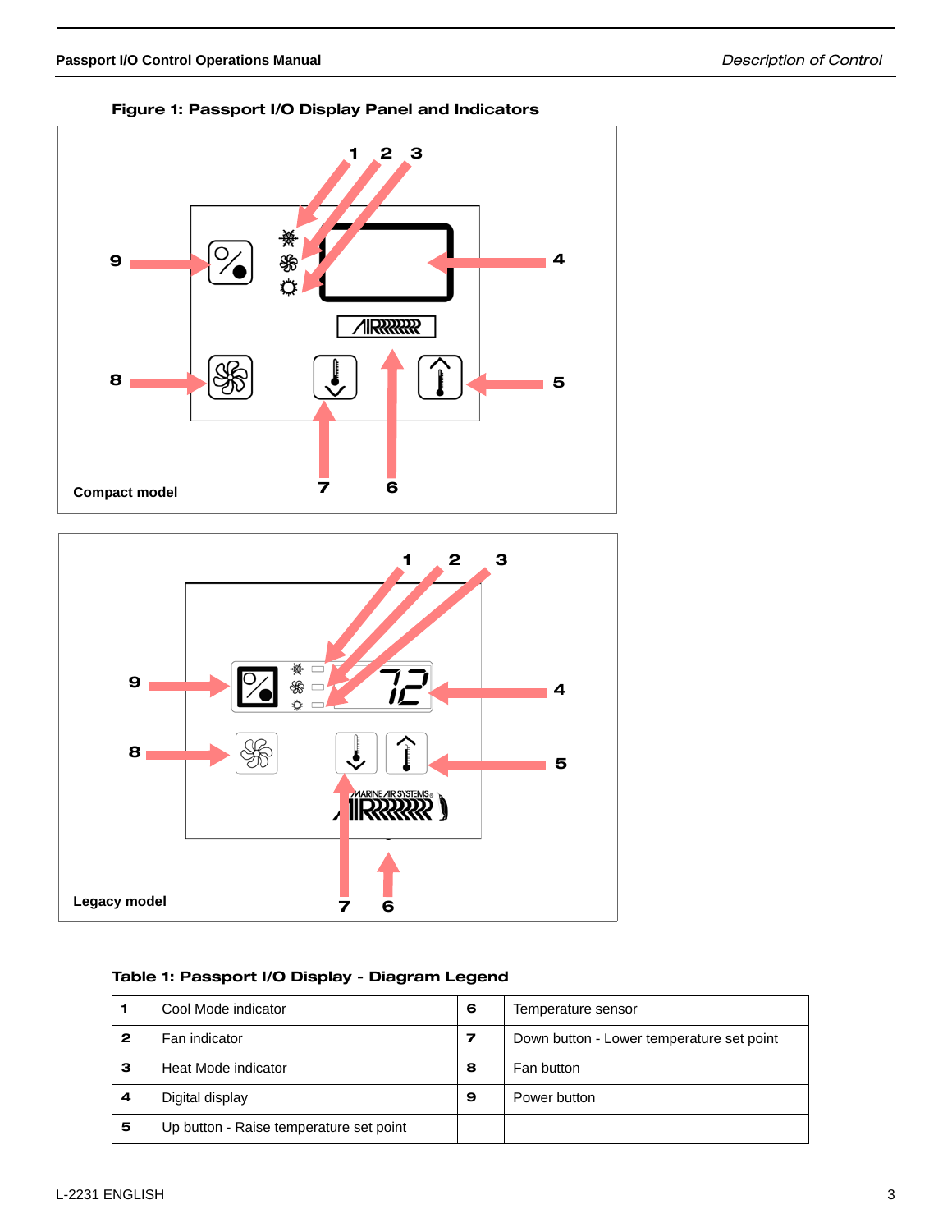**Figure 1: Passport I/O Display Panel and Indicators**

Compact model

Legacy model

**Table 1: Passport I/O Display - Diagram Legend**

| | | | |
|---|---|---|---|
| 1 | Cool Mode indicator | 6 | Temperature sensor |
| 2 | Fan indicator | 7 | Down button - Lower temperature set point |
| 3 | Heat Mode indicator | 8 | Fan button |
| 4 | Digital display | 9 | Power button |
| 5 | Up button - Raise temperature set point | | |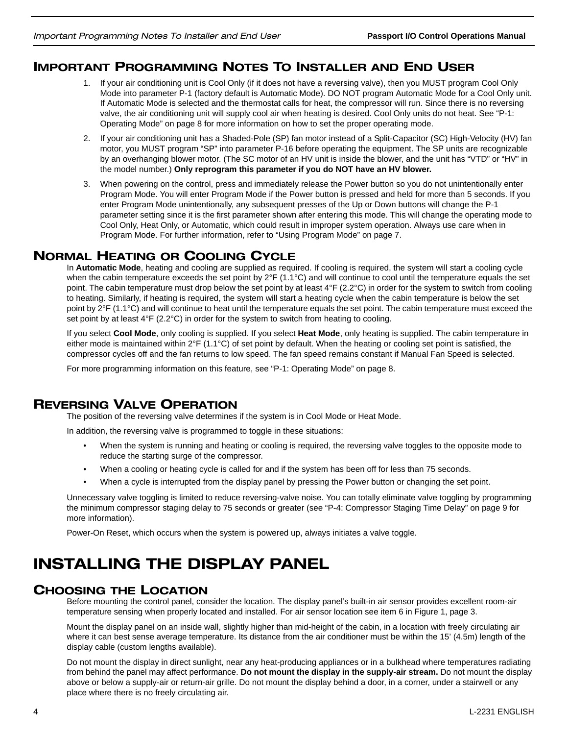## Important Programming Notes To Installer and End User

1. If your air conditioning unit is Cool Only (if it does not have a reversing valve), then you MUST program Cool Only Mode into parameter P-1 (factory default is Automatic Mode). DO NOT program Automatic Mode for a Cool Only unit. If Automatic Mode is selected and the thermostat calls for heat, the compressor will run. Since there is no reversing valve, the air conditioning unit will supply cool air when heating is desired. Cool Only units do not heat. See "P-1: Operating Mode" on page 8 for more information on how to set the proper operating mode.
2. If your air conditioning unit has a Shaded-Pole (SP) fan motor instead of a Split-Capacitor (SC) High-Velocity (HV) fan motor, you MUST program "SP" into parameter P-16 before operating the equipment. The SP units are recognizable by an overhanging blower motor. (The SC motor of an HV unit is inside the blower, and the unit has "VTD" or "HV" in the model number.) **Only reprogram this parameter if you do NOT have an HV blower.**
3. When powering on the control, press and immediately release the Power button so you do not unintentionally enter Program Mode. You will enter Program Mode if the Power button is pressed and held for more than 5 seconds. If you enter Program Mode unintentionally, any subsequent presses of the Up or Down buttons will change the P-1 parameter setting since it is the first parameter shown after entering this mode. This will change the operating mode to Cool Only, Heat Only, or Automatic, which could result in improper system operation. Always use care when in Program Mode. For further information, refer to "Using Program Mode" on page 7.

## Normal Heating or Cooling Cycle

In **Automatic Mode**, heating and cooling are supplied as required. If cooling is required, the system will start a cooling cycle when the cabin temperature exceeds the set point by 2°F (1.1°C) and will continue to cool until the temperature equals the set point. The cabin temperature must drop below the set point by at least 4°F (2.2°C) in order for the system to switch from cooling to heating. Similarly, if heating is required, the system will start a heating cycle when the cabin temperature is below the set point by 2°F (1.1°C) and will continue to heat until the temperature equals the set point. The cabin temperature must exceed the set point by at least 4°F (2.2°C) in order for the system to switch from heating to cooling.

If you select **Cool Mode**, only cooling is supplied. If you select **Heat Mode**, only heating is supplied. The cabin temperature in either mode is maintained within 2°F (1.1°C) of set point by default. When the heating or cooling set point is satisfied, the compressor cycles off and the fan returns to low speed. The fan speed remains constant if Manual Fan Speed is selected.

For more programming information on this feature, see "P-1: Operating Mode" on page 8.

## Reversing Valve Operation

The position of the reversing valve determines if the system is in Cool Mode or Heat Mode.

In addition, the reversing valve is programmed to toggle in these situations:

- When the system is running and heating or cooling is required, the reversing valve toggles to the opposite mode to reduce the starting surge of the compressor.
- When a cooling or heating cycle is called for and if the system has been off for less than 75 seconds.
- When a cycle is interrupted from the display panel by pressing the Power button or changing the set point.

Unnecessary valve toggling is limited to reduce reversing-valve noise. You can totally eliminate valve toggling by programming the minimum compressor staging delay to 75 seconds or greater (see "P-4: Compressor Staging Time Delay" on page 9 for more information).

Power-On Reset, which occurs when the system is powered up, always initiates a valve toggle.

# INSTALLING THE DISPLAY PANEL

## Choosing the Location

Before mounting the control panel, consider the location. The display panel's built-in air sensor provides excellent room-air temperature sensing when properly located and installed. For air sensor location see item 6 in Figure 1, page 3.

Mount the display panel on an inside wall, slightly higher than mid-height of the cabin, in a location with freely circulating air where it can best sense average temperature. Its distance from the air conditioner must be within the 15' (4.5m) length of the display cable (custom lengths available).

Do not mount the display in direct sunlight, near any heat-producing appliances or in a bulkhead where temperatures radiating from behind the panel may affect performance. **Do not mount the display in the supply-air stream.** Do not mount the display above or below a supply-air or return-air grille. Do not mount the display behind a door, in a corner, under a stairwell or any place where there is no freely circulating air.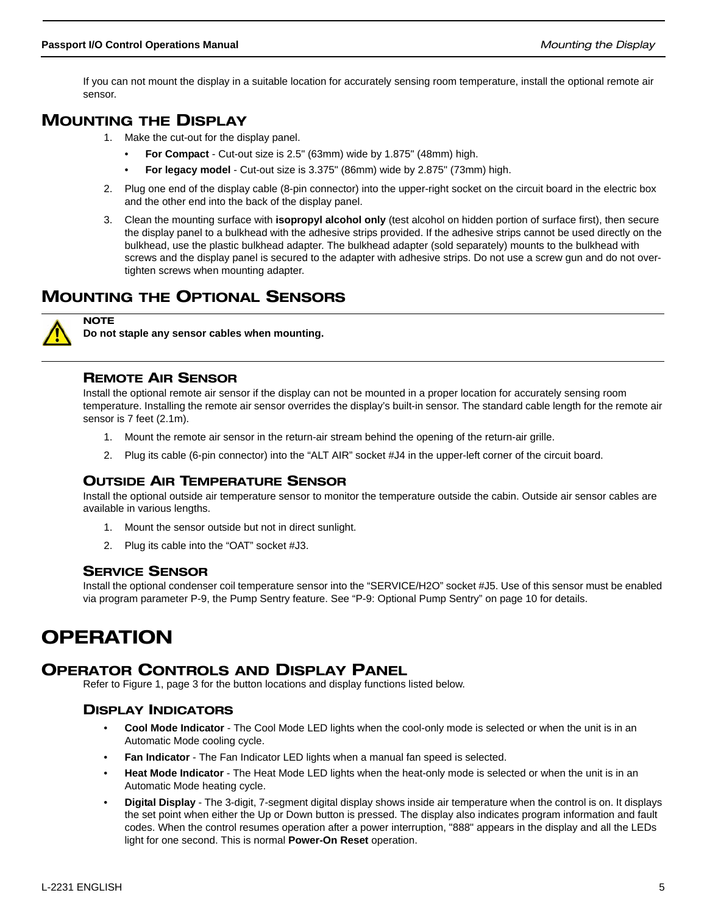If you can not mount the display in a suitable location for accurately sensing room temperature, install the optional remote air sensor.

## MOUNTING THE DISPLAY

1. Make the cut-out for the display panel.
   - **For Compact** - Cut-out size is 2.5" (63mm) wide by 1.875" (48mm) high.
   - **For legacy model** - Cut-out size is 3.375" (86mm) wide by 2.875" (73mm) high.
2. Plug one end of the display cable (8-pin connector) into the upper-right socket on the circuit board in the electric box and the other end into the back of the display panel.
3. Clean the mounting surface with **isopropyl alcohol only** (test alcohol on hidden portion of surface first), then secure the display panel to a bulkhead with the adhesive strips provided. If the adhesive strips cannot be used directly on the bulkhead, use the plastic bulkhead adapter. The bulkhead adapter (sold separately) mounts to the bulkhead with screws and the display panel is secured to the adapter with adhesive strips. Do not use a screw gun and do not over-tighten screws when mounting adapter.

## MOUNTING THE OPTIONAL SENSORS

**NOTE**
**Do not staple any sensor cables when mounting.**

### REMOTE AIR SENSOR

Install the optional remote air sensor if the display can not be mounted in a proper location for accurately sensing room temperature. Installing the remote air sensor overrides the display's built-in sensor. The standard cable length for the remote air sensor is 7 feet (2.1m).

1. Mount the remote air sensor in the return-air stream behind the opening of the return-air grille.
2. Plug its cable (6-pin connector) into the "ALT AIR" socket #J4 in the upper-left corner of the circuit board.

### OUTSIDE AIR TEMPERATURE SENSOR

Install the optional outside air temperature sensor to monitor the temperature outside the cabin. Outside air sensor cables are available in various lengths.

1. Mount the sensor outside but not in direct sunlight.
2. Plug its cable into the "OAT" socket #J3.

### SERVICE SENSOR

Install the optional condenser coil temperature sensor into the "SERVICE/H2O" socket #J5. Use of this sensor must be enabled via program parameter P-9, the Pump Sentry feature. See "P-9: Optional Pump Sentry" on page 10 for details.

# OPERATION

## OPERATOR CONTROLS AND DISPLAY PANEL

Refer to Figure 1, page 3 for the button locations and display functions listed below.

### DISPLAY INDICATORS

- **Cool Mode Indicator** - The Cool Mode LED lights when the cool-only mode is selected or when the unit is in an Automatic Mode cooling cycle.
- **Fan Indicator** - The Fan Indicator LED lights when a manual fan speed is selected.
- **Heat Mode Indicator** - The Heat Mode LED lights when the heat-only mode is selected or when the unit is in an Automatic Mode heating cycle.
- **Digital Display** - The 3-digit, 7-segment digital display shows inside air temperature when the control is on. It displays the set point when either the Up or Down button is pressed. The display also indicates program information and fault codes. When the control resumes operation after a power interruption, "888" appears in the display and all the LEDs light for one second. This is normal **Power-On Reset** operation.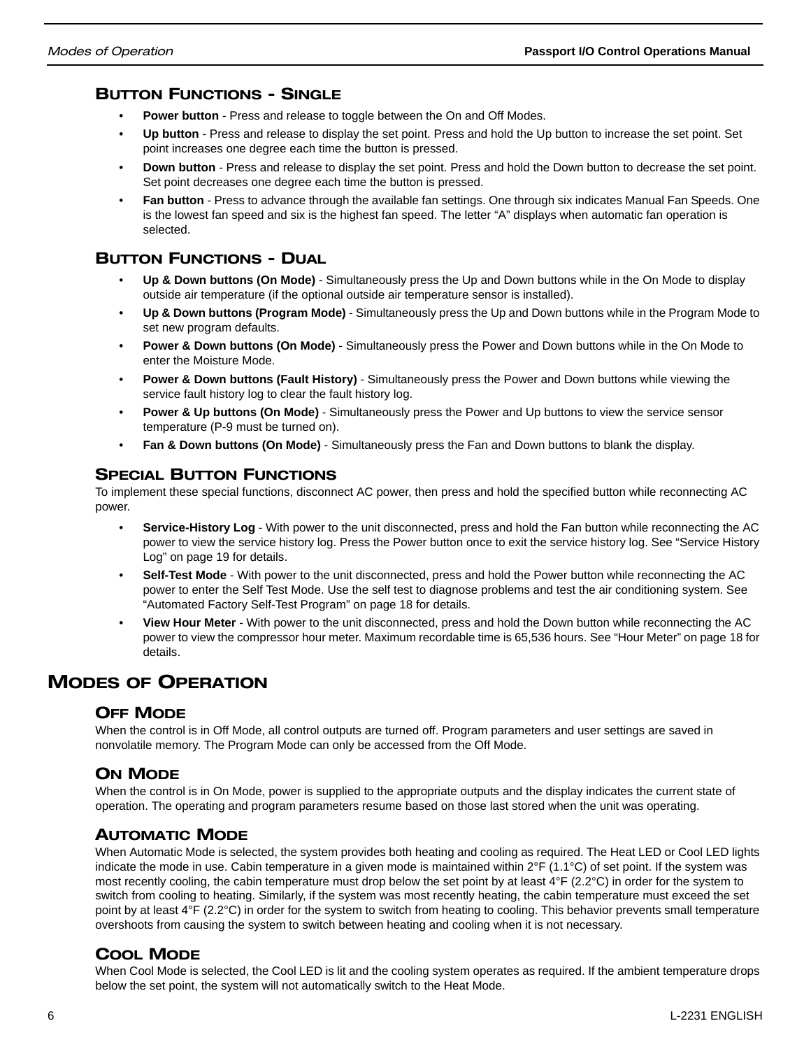### Button Functions - Single

- **Power button** - Press and release to toggle between the On and Off Modes.
- **Up button** - Press and release to display the set point. Press and hold the Up button to increase the set point. Set point increases one degree each time the button is pressed.
- **Down button** - Press and release to display the set point. Press and hold the Down button to decrease the set point. Set point decreases one degree each time the button is pressed.
- **Fan button** - Press to advance through the available fan settings. One through six indicates Manual Fan Speeds. One is the lowest fan speed and six is the highest fan speed. The letter "A" displays when automatic fan operation is selected.

### Button Functions - Dual

- **Up & Down buttons (On Mode)** - Simultaneously press the Up and Down buttons while in the On Mode to display outside air temperature (if the optional outside air temperature sensor is installed).
- **Up & Down buttons (Program Mode)** - Simultaneously press the Up and Down buttons while in the Program Mode to set new program defaults.
- **Power & Down buttons (On Mode)** - Simultaneously press the Power and Down buttons while in the On Mode to enter the Moisture Mode.
- **Power & Down buttons (Fault History)** - Simultaneously press the Power and Down buttons while viewing the service fault history log to clear the fault history log.
- **Power & Up buttons (On Mode)** - Simultaneously press the Power and Up buttons to view the service sensor temperature (P-9 must be turned on).
- **Fan & Down buttons (On Mode)** - Simultaneously press the Fan and Down buttons to blank the display.

### Special Button Functions

To implement these special functions, disconnect AC power, then press and hold the specified button while reconnecting AC power.

- **Service-History Log** - With power to the unit disconnected, press and hold the Fan button while reconnecting the AC power to view the service history log. Press the Power button once to exit the service history log. See "Service History Log" on page 19 for details.
- **Self-Test Mode** - With power to the unit disconnected, press and hold the Power button while reconnecting the AC power to enter the Self Test Mode. Use the self test to diagnose problems and test the air conditioning system. See "Automated Factory Self-Test Program" on page 18 for details.
- **View Hour Meter** - With power to the unit disconnected, press and hold the Down button while reconnecting the AC power to view the compressor hour meter. Maximum recordable time is 65,536 hours. See "Hour Meter" on page 18 for details.

## Modes of Operation

### Off Mode

When the control is in Off Mode, all control outputs are turned off. Program parameters and user settings are saved in nonvolatile memory. The Program Mode can only be accessed from the Off Mode.

### On Mode

When the control is in On Mode, power is supplied to the appropriate outputs and the display indicates the current state of operation. The operating and program parameters resume based on those last stored when the unit was operating.

### Automatic Mode

When Automatic Mode is selected, the system provides both heating and cooling as required. The Heat LED or Cool LED lights indicate the mode in use. Cabin temperature in a given mode is maintained within 2°F (1.1°C) of set point. If the system was most recently cooling, the cabin temperature must drop below the set point by at least 4°F (2.2°C) in order for the system to switch from cooling to heating. Similarly, if the system was most recently heating, the cabin temperature must exceed the set point by at least 4°F (2.2°C) in order for the system to switch from heating to cooling. This behavior prevents small temperature overshoots from causing the system to switch between heating and cooling when it is not necessary.

### Cool Mode

When Cool Mode is selected, the Cool LED is lit and the cooling system operates as required. If the ambient temperature drops below the set point, the system will not automatically switch to the Heat Mode.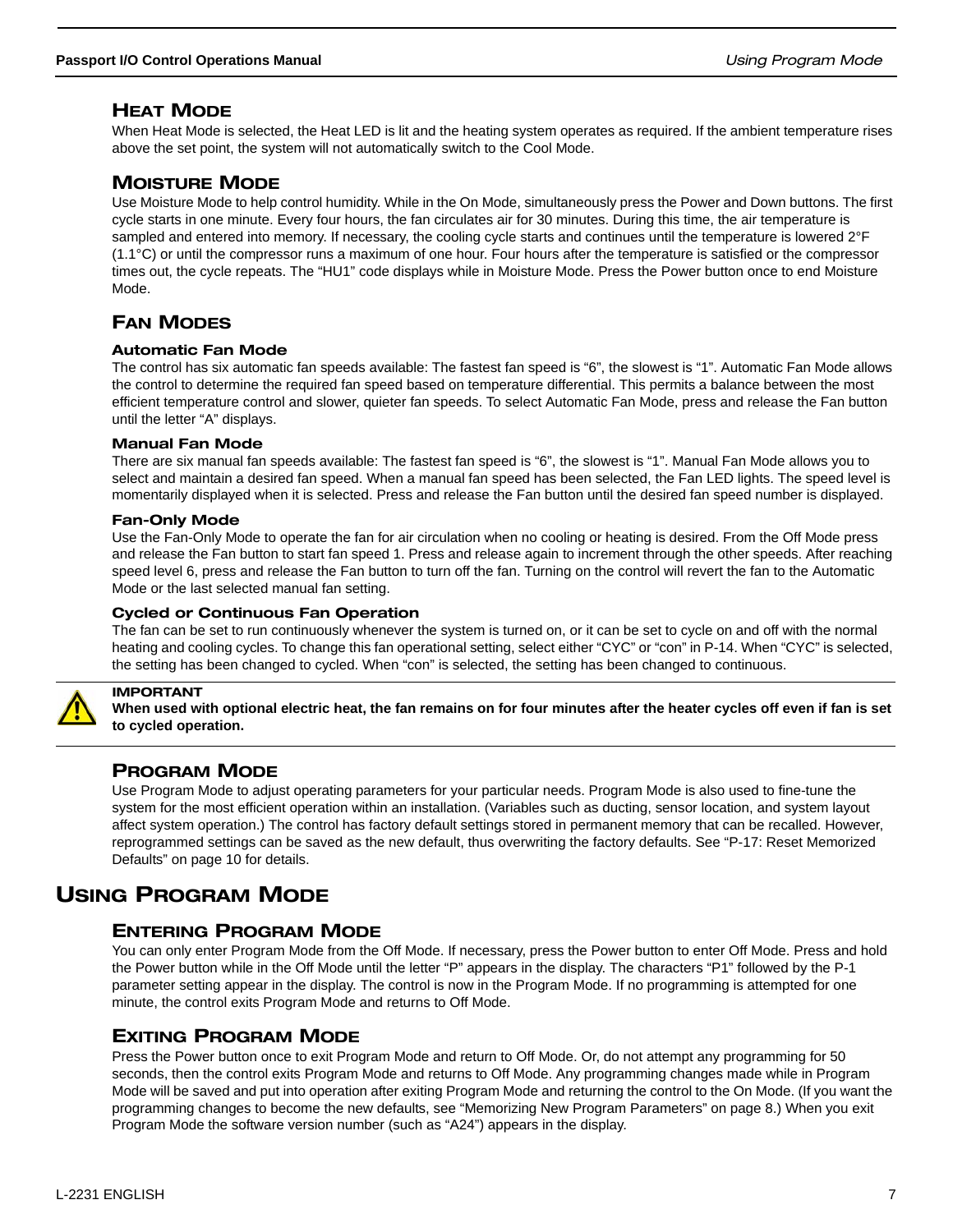### Heat Mode

When Heat Mode is selected, the Heat LED is lit and the heating system operates as required. If the ambient temperature rises above the set point, the system will not automatically switch to the Cool Mode.

### Moisture Mode

Use Moisture Mode to help control humidity. While in the On Mode, simultaneously press the Power and Down buttons. The first cycle starts in one minute. Every four hours, the fan circulates air for 30 minutes. During this time, the air temperature is sampled and entered into memory. If necessary, the cooling cycle starts and continues until the temperature is lowered 2°F (1.1°C) or until the compressor runs a maximum of one hour. Four hours after the temperature is satisfied or the compressor times out, the cycle repeats. The “HU1” code displays while in Moisture Mode. Press the Power button once to end Moisture Mode.

### Fan Modes

#### Automatic Fan Mode

The control has six automatic fan speeds available: The fastest fan speed is “6”, the slowest is “1”. Automatic Fan Mode allows the control to determine the required fan speed based on temperature differential. This permits a balance between the most efficient temperature control and slower, quieter fan speeds. To select Automatic Fan Mode, press and release the Fan button until the letter “A” displays.

#### Manual Fan Mode

There are six manual fan speeds available: The fastest fan speed is “6”, the slowest is “1”. Manual Fan Mode allows you to select and maintain a desired fan speed. When a manual fan speed has been selected, the Fan LED lights. The speed level is momentarily displayed when it is selected. Press and release the Fan button until the desired fan speed number is displayed.

#### Fan-Only Mode

Use the Fan-Only Mode to operate the fan for air circulation when no cooling or heating is desired. From the Off Mode press and release the Fan button to start fan speed 1. Press and release again to increment through the other speeds. After reaching speed level 6, press and release the Fan button to turn off the fan. Turning on the control will revert the fan to the Automatic Mode or the last selected manual fan setting.

#### Cycled or Continuous Fan Operation

The fan can be set to run continuously whenever the system is turned on, or it can be set to cycle on and off with the normal heating and cooling cycles. To change this fan operational setting, select either “CYC” or “con” in P-14. When “CYC” is selected, the setting has been changed to cycled. When “con” is selected, the setting has been changed to continuous.

---

**IMPORTANT**

**When used with optional electric heat, the fan remains on for four minutes after the heater cycles off even if fan is set to cycled operation.**

---

### Program Mode

Use Program Mode to adjust operating parameters for your particular needs. Program Mode is also used to fine-tune the system for the most efficient operation within an installation. (Variables such as ducting, sensor location, and system layout affect system operation.) The control has factory default settings stored in permanent memory that can be recalled. However, reprogrammed settings can be saved as the new default, thus overwriting the factory defaults. See “P-17: Reset Memorized Defaults” on page 10 for details.

## Using Program Mode

### Entering Program Mode

You can only enter Program Mode from the Off Mode. If necessary, press the Power button to enter Off Mode. Press and hold the Power button while in the Off Mode until the letter “P” appears in the display. The characters “P1” followed by the P-1 parameter setting appear in the display. The control is now in the Program Mode. If no programming is attempted for one minute, the control exits Program Mode and returns to Off Mode.

### Exiting Program Mode

Press the Power button once to exit Program Mode and return to Off Mode. Or, do not attempt any programming for 50 seconds, then the control exits Program Mode and returns to Off Mode. Any programming changes made while in Program Mode will be saved and put into operation after exiting Program Mode and returning the control to the On Mode. (If you want the programming changes to become the new defaults, see “Memorizing New Program Parameters” on page 8.) When you exit Program Mode the software version number (such as “A24”) appears in the display.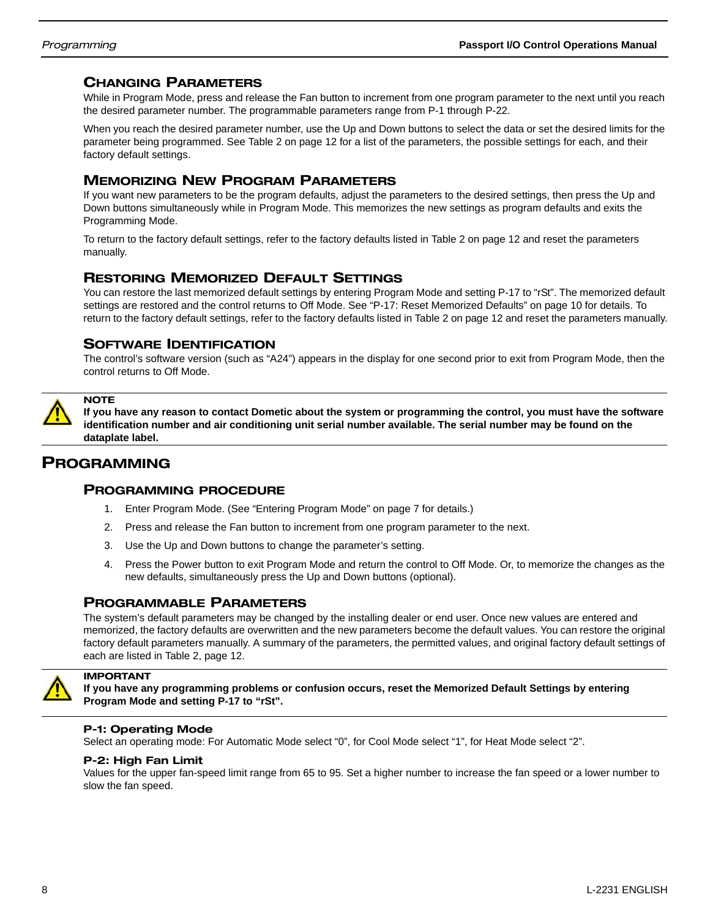### Changing Parameters

While in Program Mode, press and release the Fan button to increment from one program parameter to the next until you reach the desired parameter number. The programmable parameters range from P-1 through P-22.

When you reach the desired parameter number, use the Up and Down buttons to select the data or set the desired limits for the parameter being programmed. See Table 2 on page 12 for a list of the parameters, the possible settings for each, and their factory default settings.

### Memorizing New Program Parameters

If you want new parameters to be the program defaults, adjust the parameters to the desired settings, then press the Up and Down buttons simultaneously while in Program Mode. This memorizes the new settings as program defaults and exits the Programming Mode.

To return to the factory default settings, refer to the factory defaults listed in Table 2 on page 12 and reset the parameters manually.

### Restoring Memorized Default Settings

You can restore the last memorized default settings by entering Program Mode and setting P-17 to "rSt". The memorized default settings are restored and the control returns to Off Mode. See "P-17: Reset Memorized Defaults" on page 10 for details. To return to the factory default settings, refer to the factory defaults listed in Table 2 on page 12 and reset the parameters manually.

### Software Identification

The control's software version (such as "A24") appears in the display for one second prior to exit from Program Mode, then the control returns to Off Mode.

---

**NOTE**

**If you have any reason to contact Dometic about the system or programming the control, you must have the software identification number and air conditioning unit serial number available. The serial number may be found on the dataplate label.**

---

## Programming

### Programming Procedure

1. Enter Program Mode. (See "Entering Program Mode" on page 7 for details.)
2. Press and release the Fan button to increment from one program parameter to the next.
3. Use the Up and Down buttons to change the parameter's setting.
4. Press the Power button to exit Program Mode and return the control to Off Mode. Or, to memorize the changes as the new defaults, simultaneously press the Up and Down buttons (optional).

### Programmable Parameters

The system's default parameters may be changed by the installing dealer or end user. Once new values are entered and memorized, the factory defaults are overwritten and the new parameters become the default values. You can restore the original factory default parameters manually. A summary of the parameters, the permitted values, and original factory default settings of each are listed in Table 2, page 12.

---

**IMPORTANT**

**If you have any programming problems or confusion occurs, reset the Memorized Default Settings by entering Program Mode and setting P-17 to "rSt".**

---

#### P-1: Operating Mode

Select an operating mode: For Automatic Mode select "0", for Cool Mode select "1", for Heat Mode select "2".

#### P-2: High Fan Limit

Values for the upper fan-speed limit range from 65 to 95. Set a higher number to increase the fan speed or a lower number to slow the fan speed.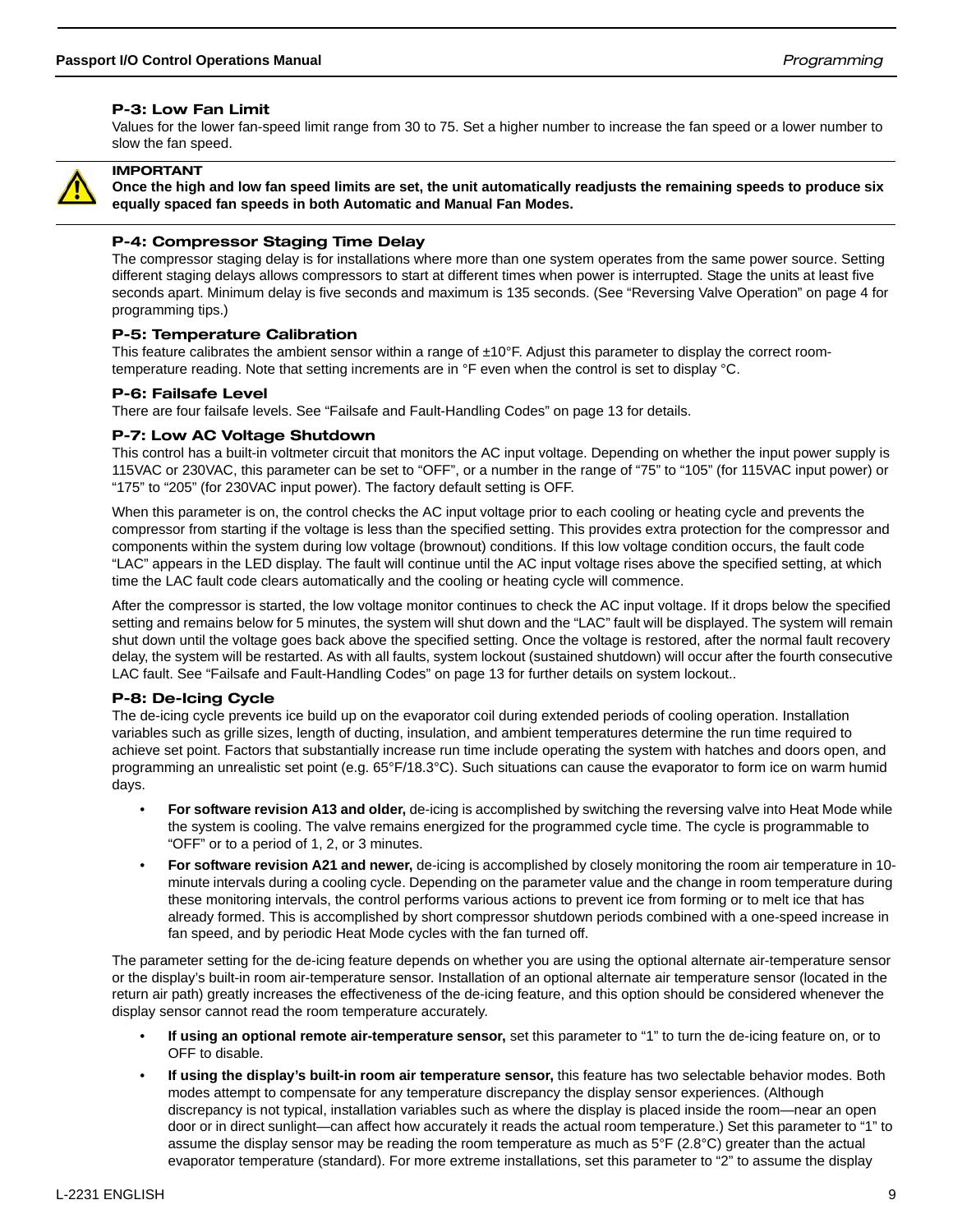### P-3: Low Fan Limit

Values for the lower fan-speed limit range from 30 to 75. Set a higher number to increase the fan speed or a lower number to slow the fan speed.

> **IMPORTANT**
> **Once the high and low fan speed limits are set, the unit automatically readjusts the remaining speeds to produce six equally spaced fan speeds in both Automatic and Manual Fan Modes.**

### P-4: Compressor Staging Time Delay

The compressor staging delay is for installations where more than one system operates from the same power source. Setting different staging delays allows compressors to start at different times when power is interrupted. Stage the units at least five seconds apart. Minimum delay is five seconds and maximum is 135 seconds. (See "Reversing Valve Operation" on page 4 for programming tips.)

### P-5: Temperature Calibration

This feature calibrates the ambient sensor within a range of ±10°F. Adjust this parameter to display the correct room-temperature reading. Note that setting increments are in °F even when the control is set to display °C.

### P-6: Failsafe Level

There are four failsafe levels. See "Failsafe and Fault-Handling Codes" on page 13 for details.

### P-7: Low AC Voltage Shutdown

This control has a built-in voltmeter circuit that monitors the AC input voltage. Depending on whether the input power supply is 115VAC or 230VAC, this parameter can be set to "OFF", or a number in the range of "75" to "105" (for 115VAC input power) or "175" to "205" (for 230VAC input power). The factory default setting is OFF.

When this parameter is on, the control checks the AC input voltage prior to each cooling or heating cycle and prevents the compressor from starting if the voltage is less than the specified setting. This provides extra protection for the compressor and components within the system during low voltage (brownout) conditions. If this low voltage condition occurs, the fault code "LAC" appears in the LED display. The fault will continue until the AC input voltage rises above the specified setting, at which time the LAC fault code clears automatically and the cooling or heating cycle will commence.

After the compressor is started, the low voltage monitor continues to check the AC input voltage. If it drops below the specified setting and remains below for 5 minutes, the system will shut down and the "LAC" fault will be displayed. The system will remain shut down until the voltage goes back above the specified setting. Once the voltage is restored, after the normal fault recovery delay, the system will be restarted. As with all faults, system lockout (sustained shutdown) will occur after the fourth consecutive LAC fault. See "Failsafe and Fault-Handling Codes" on page 13 for further details on system lockout..

### P-8: De-Icing Cycle

The de-icing cycle prevents ice build up on the evaporator coil during extended periods of cooling operation. Installation variables such as grille sizes, length of ducting, insulation, and ambient temperatures determine the run time required to achieve set point. Factors that substantially increase run time include operating the system with hatches and doors open, and programming an unrealistic set point (e.g. 65°F/18.3°C). Such situations can cause the evaporator to form ice on warm humid days.

- **For software revision A13 and older,** de-icing is accomplished by switching the reversing valve into Heat Mode while the system is cooling. The valve remains energized for the programmed cycle time. The cycle is programmable to "OFF" or to a period of 1, 2, or 3 minutes.
- **For software revision A21 and newer,** de-icing is accomplished by closely monitoring the room air temperature in 10-minute intervals during a cooling cycle. Depending on the parameter value and the change in room temperature during these monitoring intervals, the control performs various actions to prevent ice from forming or to melt ice that has already formed. This is accomplished by short compressor shutdown periods combined with a one-speed increase in fan speed, and by periodic Heat Mode cycles with the fan turned off.

The parameter setting for the de-icing feature depends on whether you are using the optional alternate air-temperature sensor or the display's built-in room air-temperature sensor. Installation of an optional alternate air temperature sensor (located in the return air path) greatly increases the effectiveness of the de-icing feature, and this option should be considered whenever the display sensor cannot read the room temperature accurately.

- **If using an optional remote air-temperature sensor,** set this parameter to "1" to turn the de-icing feature on, or to OFF to disable.
- **If using the display's built-in room air temperature sensor,** this feature has two selectable behavior modes. Both modes attempt to compensate for any temperature discrepancy the display sensor experiences. (Although discrepancy is not typical, installation variables such as where the display is placed inside the room—near an open door or in direct sunlight—can affect how accurately it reads the actual room temperature.) Set this parameter to "1" to assume the display sensor may be reading the room temperature as much as 5°F (2.8°C) greater than the actual evaporator temperature (standard). For more extreme installations, set this parameter to "2" to assume the display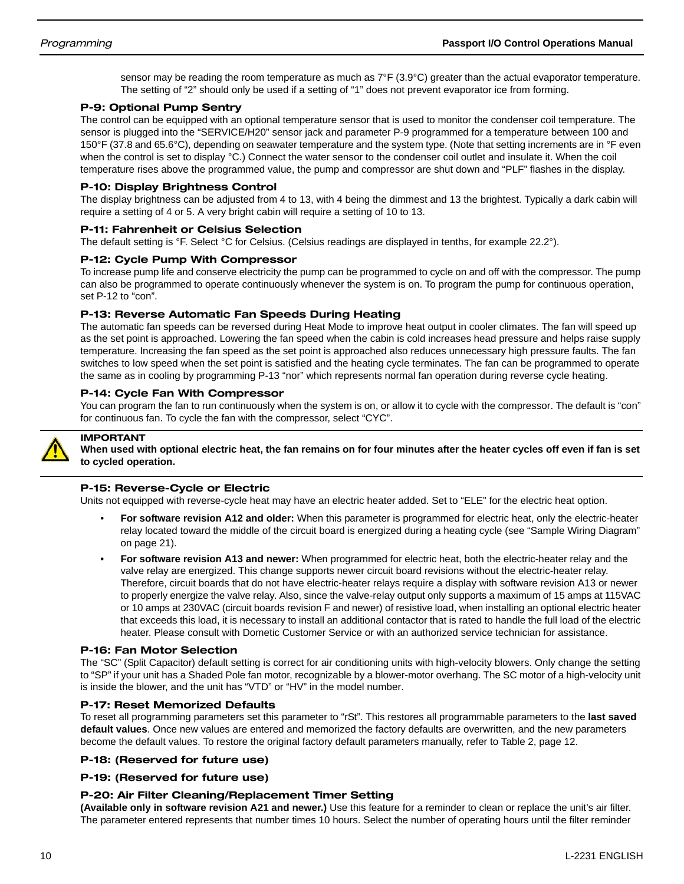sensor may be reading the room temperature as much as 7°F (3.9°C) greater than the actual evaporator temperature. The setting of “2” should only be used if a setting of “1” does not prevent evaporator ice from forming.

### P-9: Optional Pump Sentry

The control can be equipped with an optional temperature sensor that is used to monitor the condenser coil temperature. The sensor is plugged into the “SERVICE/H20” sensor jack and parameter P-9 programmed for a temperature between 100 and 150°F (37.8 and 65.6°C), depending on seawater temperature and the system type. (Note that setting increments are in °F even when the control is set to display °C.) Connect the water sensor to the condenser coil outlet and insulate it. When the coil temperature rises above the programmed value, the pump and compressor are shut down and “PLF” flashes in the display.

### P-10: Display Brightness Control

The display brightness can be adjusted from 4 to 13, with 4 being the dimmest and 13 the brightest. Typically a dark cabin will require a setting of 4 or 5. A very bright cabin will require a setting of 10 to 13.

### P-11: Fahrenheit or Celsius Selection

The default setting is °F. Select °C for Celsius. (Celsius readings are displayed in tenths, for example 22.2°).

### P-12: Cycle Pump With Compressor

To increase pump life and conserve electricity the pump can be programmed to cycle on and off with the compressor. The pump can also be programmed to operate continuously whenever the system is on. To program the pump for continuous operation, set P-12 to “con”.

### P-13: Reverse Automatic Fan Speeds During Heating

The automatic fan speeds can be reversed during Heat Mode to improve heat output in cooler climates. The fan will speed up as the set point is approached. Lowering the fan speed when the cabin is cold increases head pressure and helps raise supply temperature. Increasing the fan speed as the set point is approached also reduces unnecessary high pressure faults. The fan switches to low speed when the set point is satisfied and the heating cycle terminates. The fan can be programmed to operate the same as in cooling by programming P-13 “nor” which represents normal fan operation during reverse cycle heating.

### P-14: Cycle Fan With Compressor

You can program the fan to run continuously when the system is on, or allow it to cycle with the compressor. The default is “con” for continuous fan. To cycle the fan with the compressor, select “CYC”.

**IMPORTANT**
**When used with optional electric heat, the fan remains on for four minutes after the heater cycles off even if fan is set to cycled operation.**

### P-15: Reverse-Cycle or Electric

Units not equipped with reverse-cycle heat may have an electric heater added. Set to “ELE” for the electric heat option.

- **For software revision A12 and older:** When this parameter is programmed for electric heat, only the electric-heater relay located toward the middle of the circuit board is energized during a heating cycle (see “Sample Wiring Diagram” on page 21).
- **For software revision A13 and newer:** When programmed for electric heat, both the electric-heater relay and the valve relay are energized. This change supports newer circuit board revisions without the electric-heater relay. Therefore, circuit boards that do not have electric-heater relays require a display with software revision A13 or newer to properly energize the valve relay. Also, since the valve-relay output only supports a maximum of 15 amps at 115VAC or 10 amps at 230VAC (circuit boards revision F and newer) of resistive load, when installing an optional electric heater that exceeds this load, it is necessary to install an additional contactor that is rated to handle the full load of the electric heater. Please consult with Dometic Customer Service or with an authorized service technician for assistance.

### P-16: Fan Motor Selection

The “SC” (Split Capacitor) default setting is correct for air conditioning units with high-velocity blowers. Only change the setting to “SP” if your unit has a Shaded Pole fan motor, recognizable by a blower-motor overhang. The SC motor of a high-velocity unit is inside the blower, and the unit has “VTD” or “HV” in the model number.

### P-17: Reset Memorized Defaults

To reset all programming parameters set this parameter to “rSt”. This restores all programmable parameters to the **last saved default values**. Once new values are entered and memorized the factory defaults are overwritten, and the new parameters become the default values. To restore the original factory default parameters manually, refer to Table 2, page 12.

### P-18: (Reserved for future use)

### P-19: (Reserved for future use)

### P-20: Air Filter Cleaning/Replacement Timer Setting

**(Available only in software revision A21 and newer.)** Use this feature for a reminder to clean or replace the unit’s air filter. The parameter entered represents that number times 10 hours. Select the number of operating hours until the filter reminder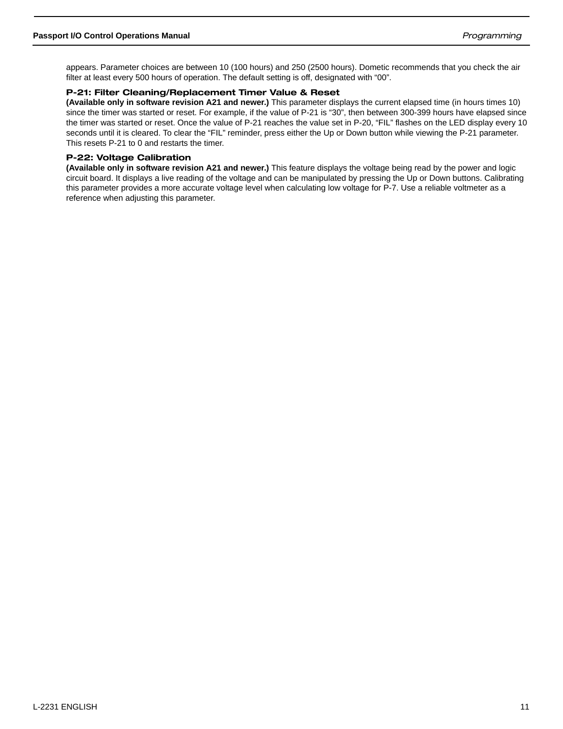appears. Parameter choices are between 10 (100 hours) and 250 (2500 hours). Dometic recommends that you check the air filter at least every 500 hours of operation. The default setting is off, designated with “00”.

### P-21: Filter Cleaning/Replacement Timer Value & Reset

**(Available only in software revision A21 and newer.)** This parameter displays the current elapsed time (in hours times 10) since the timer was started or reset. For example, if the value of P-21 is “30”, then between 300-399 hours have elapsed since the timer was started or reset. Once the value of P-21 reaches the value set in P-20, “FIL” flashes on the LED display every 10 seconds until it is cleared. To clear the “FIL” reminder, press either the Up or Down button while viewing the P-21 parameter. This resets P-21 to 0 and restarts the timer.

### P-22: Voltage Calibration

**(Available only in software revision A21 and newer.)** This feature displays the voltage being read by the power and logic circuit board. It displays a live reading of the voltage and can be manipulated by pressing the Up or Down buttons. Calibrating this parameter provides a more accurate voltage level when calculating low voltage for P-7. Use a reliable voltmeter as a reference when adjusting this parameter.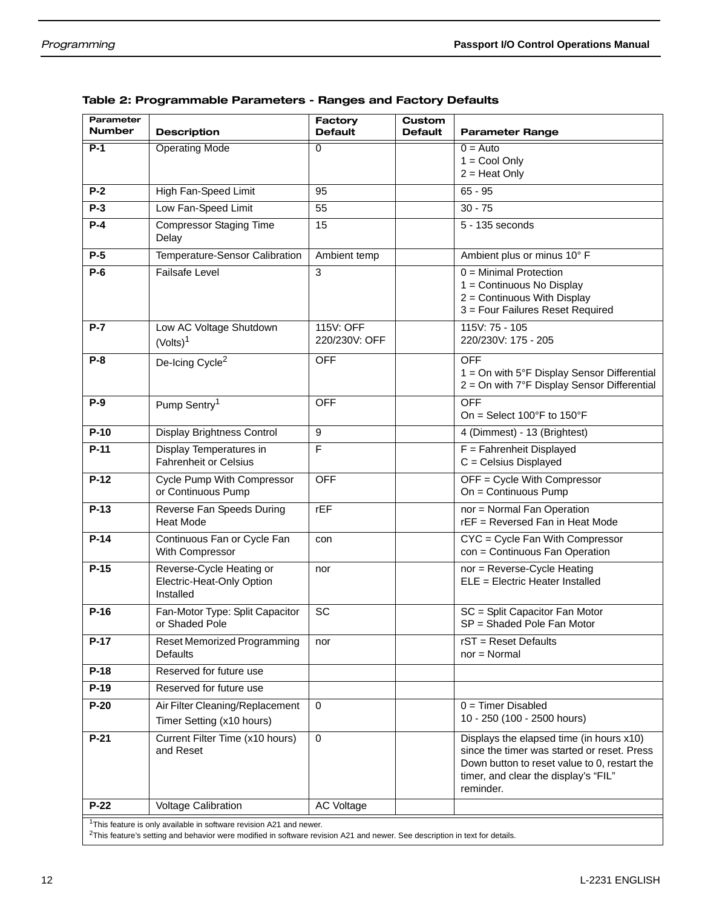**Table 2: Programmable Parameters - Ranges and Factory Defaults**

| Parameter Number | Description | Factory Default | Custom Default | Parameter Range |
|---|---|---|---|---|
| **P-1** | Operating Mode | 0 | | 0 = Auto<br>1 = Cool Only<br>2 = Heat Only |
| **P-2** | High Fan-Speed Limit | 95 | | 65 - 95 |
| **P-3** | Low Fan-Speed Limit | 55 | | 30 - 75 |
| **P-4** | Compressor Staging Time Delay | 15 | | 5 - 135 seconds |
| **P-5** | Temperature-Sensor Calibration | Ambient temp | | Ambient plus or minus 10° F |
| **P-6** | Failsafe Level | 3 | | 0 = Minimal Protection<br>1 = Continuous No Display<br>2 = Continuous With Display<br>3 = Four Failures Reset Required |
| **P-7** | Low AC Voltage Shutdown (Volts)[1] | 115V: OFF<br>220/230V: OFF | | 115V: 75 - 105<br>220/230V: 175 - 205 |
| **P-8** | De-Icing Cycle[2] | OFF | | OFF<br>1 = On with 5°F Display Sensor Differential<br>2 = On with 7°F Display Sensor Differential |
| **P-9** | Pump Sentry[1] | OFF | | OFF<br>On = Select 100°F to 150°F |
| **P-10** | Display Brightness Control | 9 | | 4 (Dimmest) - 13 (Brightest) |
| **P-11** | Display Temperatures in Fahrenheit or Celsius | F | | F = Fahrenheit Displayed<br>C = Celsius Displayed |
| **P-12** | Cycle Pump With Compressor or Continuous Pump | OFF | | OFF = Cycle With Compressor<br>On = Continuous Pump |
| **P-13** | Reverse Fan Speeds During Heat Mode | rEF | | nor = Normal Fan Operation<br>rEF = Reversed Fan in Heat Mode |
| **P-14** | Continuous Fan or Cycle Fan With Compressor | con | | CYC = Cycle Fan With Compressor<br>con = Continuous Fan Operation |
| **P-15** | Reverse-Cycle Heating or Electric-Heat-Only Option Installed | nor | | nor = Reverse-Cycle Heating<br>ELE = Electric Heater Installed |
| **P-16** | Fan-Motor Type: Split Capacitor or Shaded Pole | SC | | SC = Split Capacitor Fan Motor<br>SP = Shaded Pole Fan Motor |
| **P-17** | Reset Memorized Programming Defaults | nor | | rST = Reset Defaults<br>nor = Normal |
| **P-18** | Reserved for future use | | | |
| **P-19** | Reserved for future use | | | |
| **P-20** | Air Filter Cleaning/Replacement Timer Setting (x10 hours) | 0 | | 0 = Timer Disabled<br>10 - 250 (100 - 2500 hours) |
| **P-21** | Current Filter Time (x10 hours) and Reset | 0 | | Displays the elapsed time (in hours x10) since the timer was started or reset. Press Down button to reset value to 0, restart the timer, and clear the display's "FIL" reminder. |
| **P-22** | Voltage Calibration | AC Voltage | | |

[1]This feature is only available in software revision A21 and newer.
[2]This feature's setting and behavior were modified in software revision A21 and newer. See description in text for details.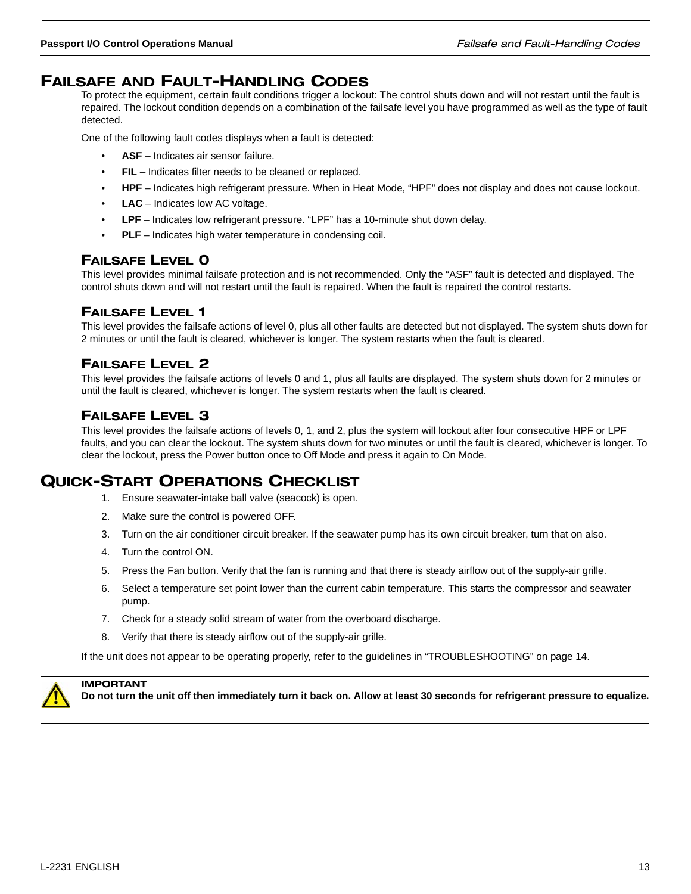# Failsafe and Fault-Handling Codes

To protect the equipment, certain fault conditions trigger a lockout: The control shuts down and will not restart until the fault is repaired. The lockout condition depends on a combination of the failsafe level you have programmed as well as the type of fault detected.

One of the following fault codes displays when a fault is detected:

- **ASF** – Indicates air sensor failure.
- **FIL** – Indicates filter needs to be cleaned or replaced.
- **HPF** – Indicates high refrigerant pressure. When in Heat Mode, “HPF” does not display and does not cause lockout.
- **LAC** – Indicates low AC voltage.
- **LPF** – Indicates low refrigerant pressure. “LPF” has a 10-minute shut down delay.
- **PLF** – Indicates high water temperature in condensing coil.

## Failsafe Level 0

This level provides minimal failsafe protection and is not recommended. Only the “ASF” fault is detected and displayed. The control shuts down and will not restart until the fault is repaired. When the fault is repaired the control restarts.

## Failsafe Level 1

This level provides the failsafe actions of level 0, plus all other faults are detected but not displayed. The system shuts down for 2 minutes or until the fault is cleared, whichever is longer. The system restarts when the fault is cleared.

## Failsafe Level 2

This level provides the failsafe actions of levels 0 and 1, plus all faults are displayed. The system shuts down for 2 minutes or until the fault is cleared, whichever is longer. The system restarts when the fault is cleared.

## Failsafe Level 3

This level provides the failsafe actions of levels 0, 1, and 2, plus the system will lockout after four consecutive HPF or LPF faults, and you can clear the lockout. The system shuts down for two minutes or until the fault is cleared, whichever is longer. To clear the lockout, press the Power button once to Off Mode and press it again to On Mode.

# Quick-Start Operations Checklist

1. Ensure seawater-intake ball valve (seacock) is open.
2. Make sure the control is powered OFF.
3. Turn on the air conditioner circuit breaker. If the seawater pump has its own circuit breaker, turn that on also.
4. Turn the control ON.
5. Press the Fan button. Verify that the fan is running and that there is steady airflow out of the supply-air grille.
6. Select a temperature set point lower than the current cabin temperature. This starts the compressor and seawater pump.
7. Check for a steady solid stream of water from the overboard discharge.
8. Verify that there is steady airflow out of the supply-air grille.

If the unit does not appear to be operating properly, refer to the guidelines in “TROUBLESHOOTING” on page 14.

**IMPORTANT**
**Do not turn the unit off then immediately turn it back on. Allow at least 30 seconds for refrigerant pressure to equalize.**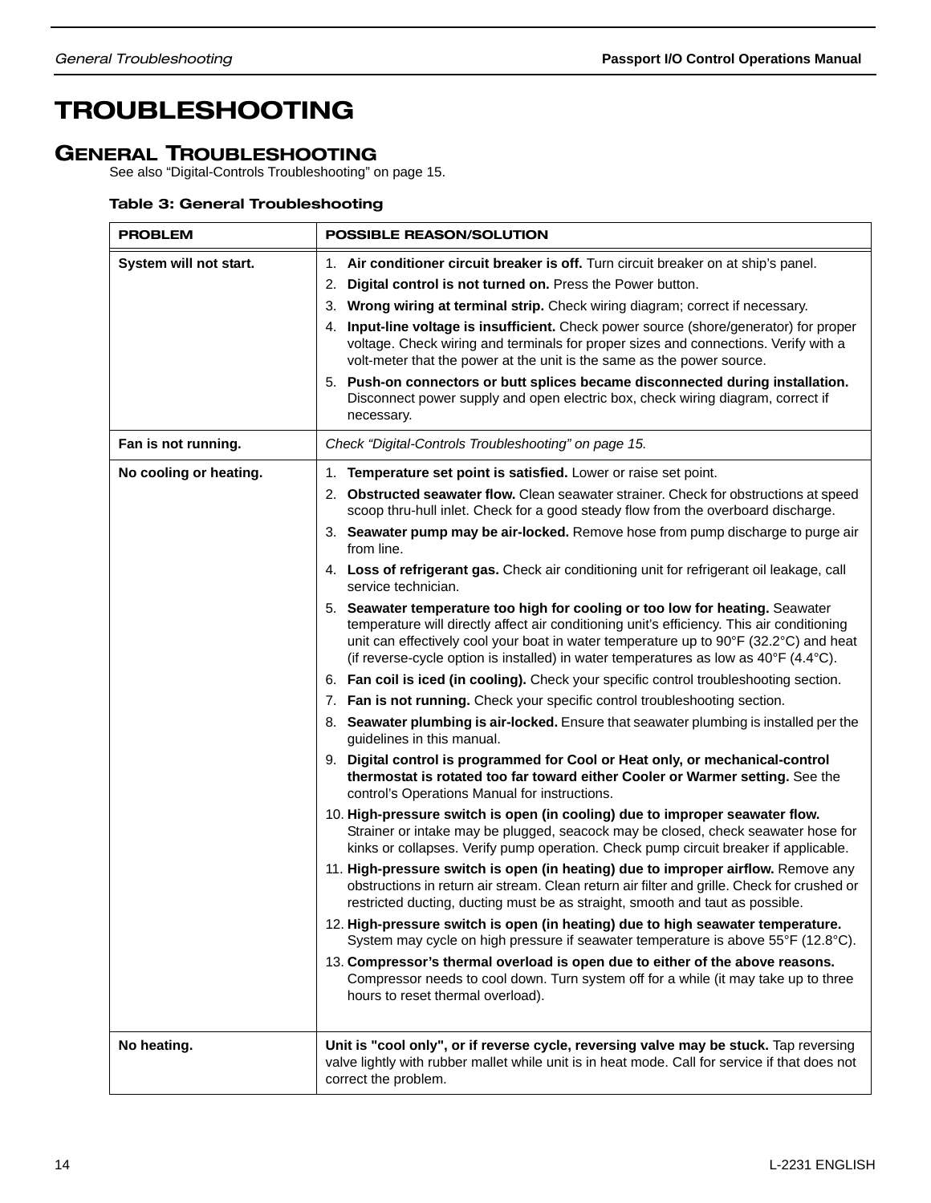# TROUBLESHOOTING

## GENERAL TROUBLESHOOTING

See also “Digital-Controls Troubleshooting” on page 15.

**Table 3: General Troubleshooting**

| PROBLEM | POSSIBLE REASON/SOLUTION |
|---|---|
| **System will not start.** | 1. **Air conditioner circuit breaker is off.** Turn circuit breaker on at ship’s panel.<br>2. **Digital control is not turned on.** Press the Power button.<br>3. **Wrong wiring at terminal strip.** Check wiring diagram; correct if necessary.<br>4. **Input-line voltage is insufficient.** Check power source (shore/generator) for proper voltage. Check wiring and terminals for proper sizes and connections. Verify with a volt-meter that the power at the unit is the same as the power source.<br>5. **Push-on connectors or butt splices became disconnected during installation.** Disconnect power supply and open electric box, check wiring diagram, correct if necessary. |
| **Fan is not running.** | *Check “Digital-Controls Troubleshooting” on page 15.* |
| **No cooling or heating.** | 1. **Temperature set point is satisfied.** Lower or raise set point.<br>2. **Obstructed seawater flow.** Clean seawater strainer. Check for obstructions at speed scoop thru-hull inlet. Check for a good steady flow from the overboard discharge.<br>3. **Seawater pump may be air-locked.** Remove hose from pump discharge to purge air from line.<br>4. **Loss of refrigerant gas.** Check air conditioning unit for refrigerant oil leakage, call service technician.<br>5. **Seawater temperature too high for cooling or too low for heating.** Seawater temperature will directly affect air conditioning unit’s efficiency. This air conditioning unit can effectively cool your boat in water temperature up to 90°F (32.2°C) and heat (if reverse-cycle option is installed) in water temperatures as low as 40°F (4.4°C).<br>6. **Fan coil is iced (in cooling).** Check your specific control troubleshooting section.<br>7. **Fan is not running.** Check your specific control troubleshooting section.<br>8. **Seawater plumbing is air-locked.** Ensure that seawater plumbing is installed per the guidelines in this manual.<br>9. **Digital control is programmed for Cool or Heat only, or mechanical-control thermostat is rotated too far toward either Cooler or Warmer setting.** See the control’s Operations Manual for instructions.<br>10. **High-pressure switch is open (in cooling) due to improper seawater flow.** Strainer or intake may be plugged, seacock may be closed, check seawater hose for kinks or collapses. Verify pump operation. Check pump circuit breaker if applicable.<br>11. **High-pressure switch is open (in heating) due to improper airflow.** Remove any obstructions in return air stream. Clean return air filter and grille. Check for crushed or restricted ducting, ducting must be as straight, smooth and taut as possible.<br>12. **High-pressure switch is open (in heating) due to high seawater temperature.** System may cycle on high pressure if seawater temperature is above 55°F (12.8°C).<br>13. **Compressor’s thermal overload is open due to either of the above reasons.** Compressor needs to cool down. Turn system off for a while (it may take up to three hours to reset thermal overload). |
| **No heating.** | **Unit is "cool only", or if reverse cycle, reversing valve may be stuck.** Tap reversing valve lightly with rubber mallet while unit is in heat mode. Call for service if that does not correct the problem. |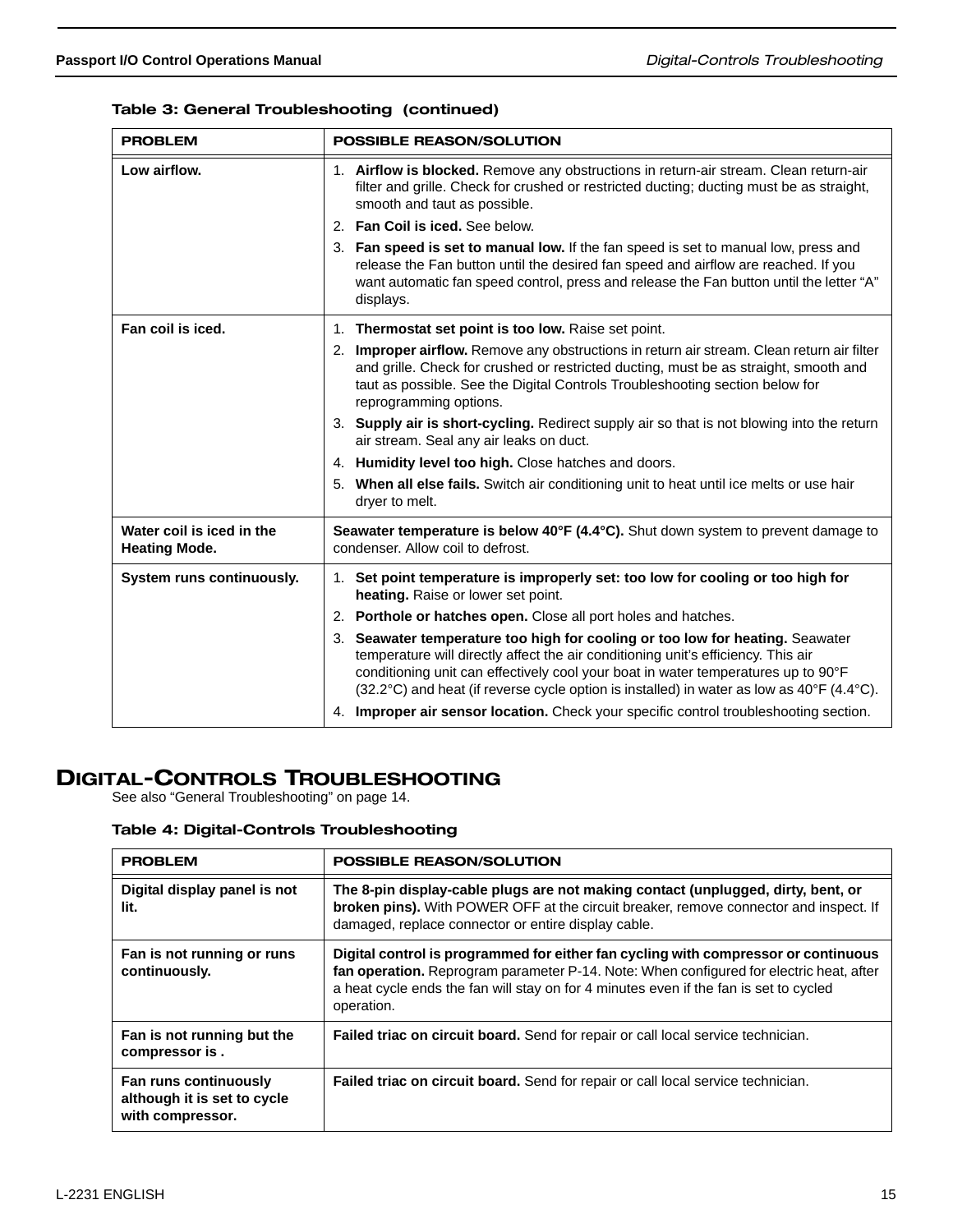**Table 3: General Troubleshooting (continued)**

| PROBLEM | POSSIBLE REASON/SOLUTION |
|---|---|
| **Low airflow.** | 1. **Airflow is blocked.** Remove any obstructions in return-air stream. Clean return-air filter and grille. Check for crushed or restricted ducting; ducting must be as straight, smooth and taut as possible.<br>2. **Fan Coil is iced.** See below.<br>3. **Fan speed is set to manual low.** If the fan speed is set to manual low, press and release the Fan button until the desired fan speed and airflow are reached. If you want automatic fan speed control, press and release the Fan button until the letter “A” displays. |
| **Fan coil is iced.** | 1. **Thermostat set point is too low.** Raise set point.<br>2. **Improper airflow.** Remove any obstructions in return air stream. Clean return air filter and grille. Check for crushed or restricted ducting, must be as straight, smooth and taut as possible. See the Digital Controls Troubleshooting section below for reprogramming options.<br>3. **Supply air is short-cycling.** Redirect supply air so that is not blowing into the return air stream. Seal any air leaks on duct.<br>4. **Humidity level too high.** Close hatches and doors.<br>5. **When all else fails.** Switch air conditioning unit to heat until ice melts or use hair dryer to melt. |
| **Water coil is iced in the Heating Mode.** | **Seawater temperature is below 40°F (4.4°C).** Shut down system to prevent damage to condenser. Allow coil to defrost. |
| **System runs continuously.** | 1. **Set point temperature is improperly set: too low for cooling or too high for heating.** Raise or lower set point.<br>2. **Porthole or hatches open.** Close all port holes and hatches.<br>3. **Seawater temperature too high for cooling or too low for heating.** Seawater temperature will directly affect the air conditioning unit’s efficiency. This air conditioning unit can effectively cool your boat in water temperatures up to 90°F (32.2°C) and heat (if reverse cycle option is installed) in water as low as 40°F (4.4°C).<br>4. **Improper air sensor location.** Check your specific control troubleshooting section. |

## Digital-Controls Troubleshooting

See also “General Troubleshooting” on page 14.

**Table 4: Digital-Controls Troubleshooting**

| PROBLEM | POSSIBLE REASON/SOLUTION |
|---|---|
| **Digital display panel is not lit.** | **The 8-pin display-cable plugs are not making contact (unplugged, dirty, bent, or broken pins).** With POWER OFF at the circuit breaker, remove connector and inspect. If damaged, replace connector or entire display cable. |
| **Fan is not running or runs continuously.** | **Digital control is programmed for either fan cycling with compressor or continuous fan operation.** Reprogram parameter P-14. Note: When configured for electric heat, after a heat cycle ends the fan will stay on for 4 minutes even if the fan is set to cycled operation. |
| **Fan is not running but the compressor is .** | **Failed triac on circuit board.** Send for repair or call local service technician. |
| **Fan runs continuously although it is set to cycle with compressor.** | **Failed triac on circuit board.** Send for repair or call local service technician. |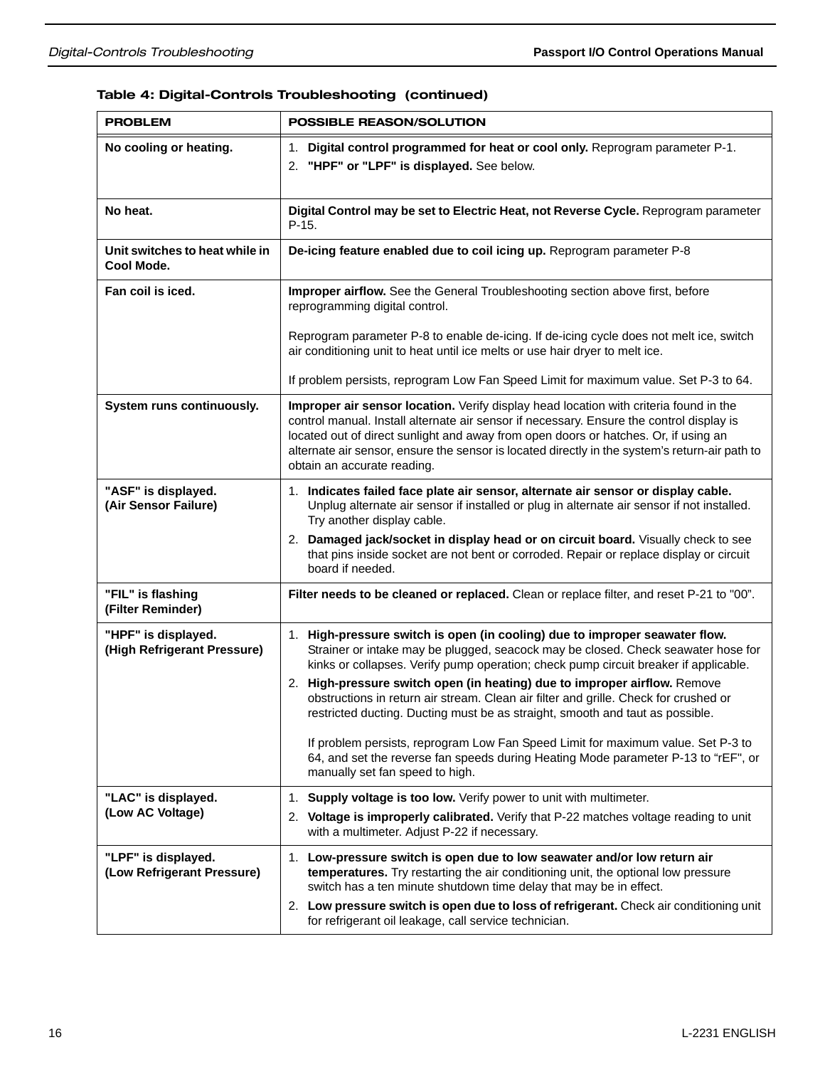**Table 4: Digital-Controls Troubleshooting (continued)**

| PROBLEM | POSSIBLE REASON/SOLUTION |
|---|---|
| **No cooling or heating.** | 1. **Digital control programmed for heat or cool only.** Reprogram parameter P-1.<br>2. **"HPF" or "LPF" is displayed.** See below. |
| **No heat.** | **Digital Control may be set to Electric Heat, not Reverse Cycle.** Reprogram parameter P-15. |
| **Unit switches to heat while in Cool Mode.** | **De-icing feature enabled due to coil icing up.** Reprogram parameter P-8 |
| **Fan coil is iced.** | **Improper airflow.** See the General Troubleshooting section above first, before reprogramming digital control.<br><br>Reprogram parameter P-8 to enable de-icing. If de-icing cycle does not melt ice, switch air conditioning unit to heat until ice melts or use hair dryer to melt ice.<br><br>If problem persists, reprogram Low Fan Speed Limit for maximum value. Set P-3 to 64. |
| **System runs continuously.** | **Improper air sensor location.** Verify display head location with criteria found in the control manual. Install alternate air sensor if necessary. Ensure the control display is located out of direct sunlight and away from open doors or hatches. Or, if using an alternate air sensor, ensure the sensor is located directly in the system's return-air path to obtain an accurate reading. |
| **"ASF" is displayed. (Air Sensor Failure)** | 1. **Indicates failed face plate air sensor, alternate air sensor or display cable.** Unplug alternate air sensor if installed or plug in alternate air sensor if not installed. Try another display cable.<br>2. **Damaged jack/socket in display head or on circuit board.** Visually check to see that pins inside socket are not bent or corroded. Repair or replace display or circuit board if needed. |
| **"FIL" is flashing (Filter Reminder)** | **Filter needs to be cleaned or replaced.** Clean or replace filter, and reset P-21 to "00". |
| **"HPF" is displayed. (High Refrigerant Pressure)** | 1. **High-pressure switch is open (in cooling) due to improper seawater flow.** Strainer or intake may be plugged, seacock may be closed. Check seawater hose for kinks or collapses. Verify pump operation; check pump circuit breaker if applicable.<br>2. **High-pressure switch open (in heating) due to improper airflow.** Remove obstructions in return air stream. Clean air filter and grille. Check for crushed or restricted ducting. Ducting must be as straight, smooth and taut as possible.<br><br>If problem persists, reprogram Low Fan Speed Limit for maximum value. Set P-3 to 64, and set the reverse fan speeds during Heating Mode parameter P-13 to "rEF", or manually set fan speed to high. |
| **"LAC" is displayed. (Low AC Voltage)** | 1. **Supply voltage is too low.** Verify power to unit with multimeter.<br>2. **Voltage is improperly calibrated.** Verify that P-22 matches voltage reading to unit with a multimeter. Adjust P-22 if necessary. |
| **"LPF" is displayed. (Low Refrigerant Pressure)** | 1. **Low-pressure switch is open due to low seawater and/or low return air temperatures.** Try restarting the air conditioning unit, the optional low pressure switch has a ten minute shutdown time delay that may be in effect.<br>2. **Low pressure switch is open due to loss of refrigerant.** Check air conditioning unit for refrigerant oil leakage, call service technician. |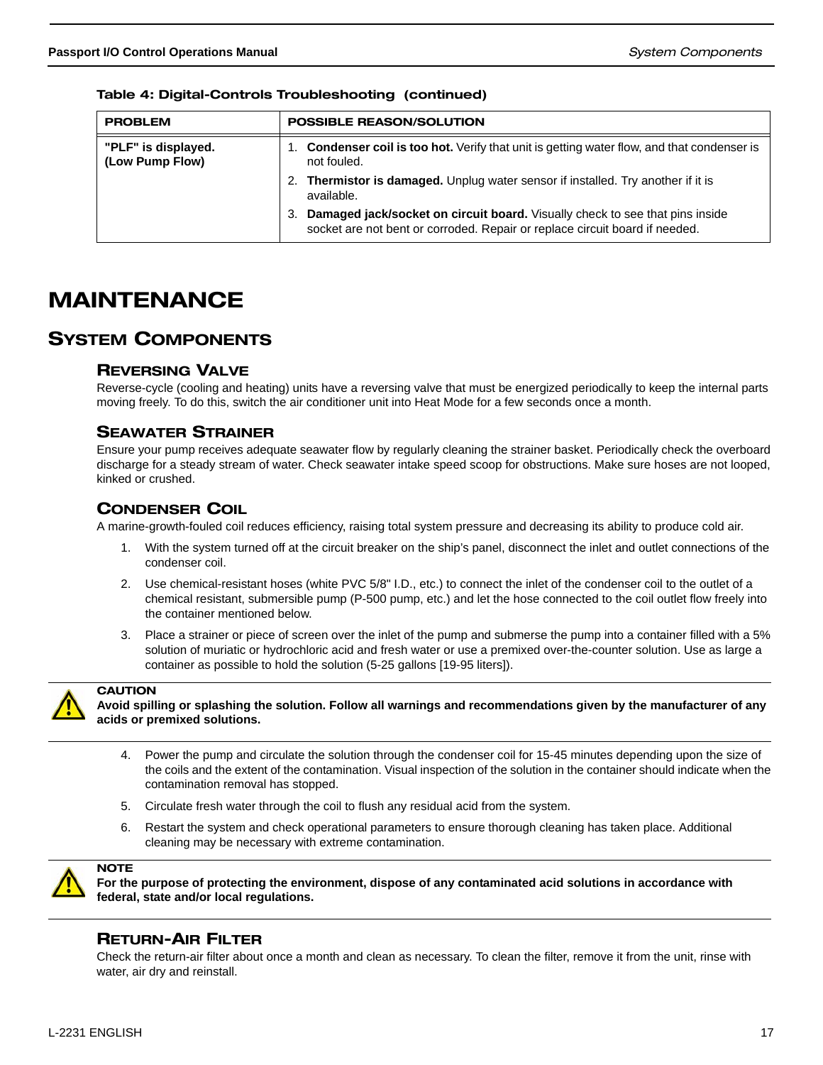**Table 4: Digital-Controls Troubleshooting (continued)**

| PROBLEM | POSSIBLE REASON/SOLUTION |
|---|---|
| **"PLF" is displayed. (Low Pump Flow)** | 1. **Condenser coil is too hot.** Verify that unit is getting water flow, and that condenser is not fouled.<br>2. **Thermistor is damaged.** Unplug water sensor if installed. Try another if it is available.<br>3. **Damaged jack/socket on circuit board.** Visually check to see that pins inside socket are not bent or corroded. Repair or replace circuit board if needed. |

# MAINTENANCE

## SYSTEM COMPONENTS

### REVERSING VALVE

Reverse-cycle (cooling and heating) units have a reversing valve that must be energized periodically to keep the internal parts moving freely. To do this, switch the air conditioner unit into Heat Mode for a few seconds once a month.

### SEAWATER STRAINER

Ensure your pump receives adequate seawater flow by regularly cleaning the strainer basket. Periodically check the overboard discharge for a steady stream of water. Check seawater intake speed scoop for obstructions. Make sure hoses are not looped, kinked or crushed.

### CONDENSER COIL

A marine-growth-fouled coil reduces efficiency, raising total system pressure and decreasing its ability to produce cold air.

1. With the system turned off at the circuit breaker on the ship's panel, disconnect the inlet and outlet connections of the condenser coil.
2. Use chemical-resistant hoses (white PVC 5/8" I.D., etc.) to connect the inlet of the condenser coil to the outlet of a chemical resistant, submersible pump (P-500 pump, etc.) and let the hose connected to the coil outlet flow freely into the container mentioned below.
3. Place a strainer or piece of screen over the inlet of the pump and submerse the pump into a container filled with a 5% solution of muriatic or hydrochloric acid and fresh water or use a premixed over-the-counter solution. Use as large a container as possible to hold the solution (5-25 gallons [19-95 liters]).

**CAUTION**
**Avoid spilling or splashing the solution. Follow all warnings and recommendations given by the manufacturer of any acids or premixed solutions.**

4. Power the pump and circulate the solution through the condenser coil for 15-45 minutes depending upon the size of the coils and the extent of the contamination. Visual inspection of the solution in the container should indicate when the contamination removal has stopped.
5. Circulate fresh water through the coil to flush any residual acid from the system.
6. Restart the system and check operational parameters to ensure thorough cleaning has taken place. Additional cleaning may be necessary with extreme contamination.

**NOTE**
**For the purpose of protecting the environment, dispose of any contaminated acid solutions in accordance with federal, state and/or local regulations.**

### RETURN-AIR FILTER

Check the return-air filter about once a month and clean as necessary. To clean the filter, remove it from the unit, rinse with water, air dry and reinstall.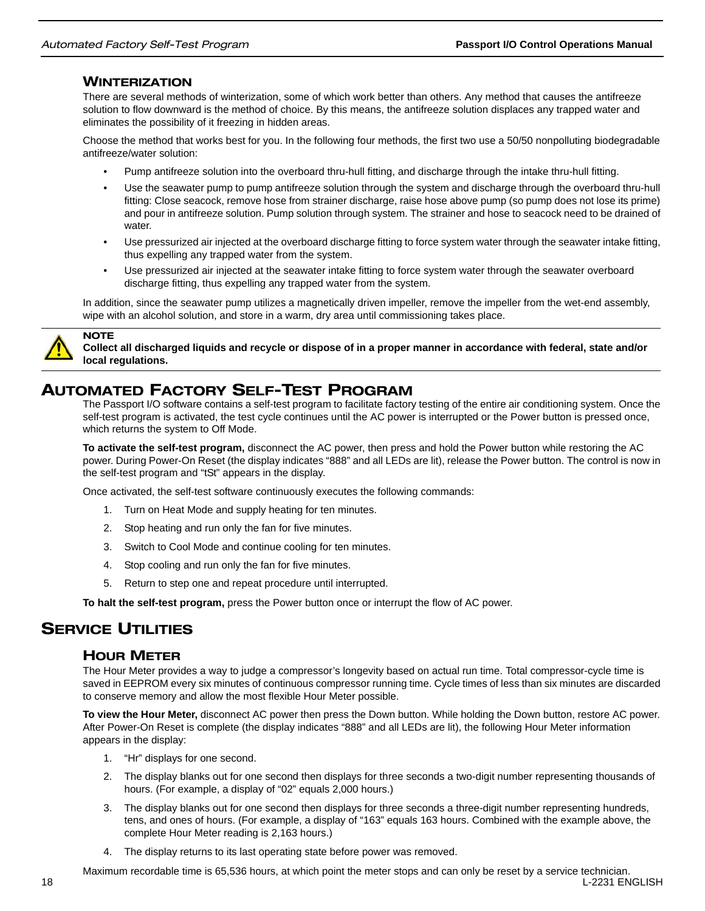### WINTERIZATION

There are several methods of winterization, some of which work better than others. Any method that causes the antifreeze solution to flow downward is the method of choice. By this means, the antifreeze solution displaces any trapped water and eliminates the possibility of it freezing in hidden areas.

Choose the method that works best for you. In the following four methods, the first two use a 50/50 nonpolluting biodegradable antifreeze/water solution:

- Pump antifreeze solution into the overboard thru-hull fitting, and discharge through the intake thru-hull fitting.
- Use the seawater pump to pump antifreeze solution through the system and discharge through the overboard thru-hull fitting: Close seacock, remove hose from strainer discharge, raise hose above pump (so pump does not lose its prime) and pour in antifreeze solution. Pump solution through system. The strainer and hose to seacock need to be drained of water.
- Use pressurized air injected at the overboard discharge fitting to force system water through the seawater intake fitting, thus expelling any trapped water from the system.
- Use pressurized air injected at the seawater intake fitting to force system water through the seawater overboard discharge fitting, thus expelling any trapped water from the system.

In addition, since the seawater pump utilizes a magnetically driven impeller, remove the impeller from the wet-end assembly, wipe with an alcohol solution, and store in a warm, dry area until commissioning takes place.

**NOTE**
**Collect all discharged liquids and recycle or dispose of in a proper manner in accordance with federal, state and/or local regulations.**

## AUTOMATED FACTORY SELF-TEST PROGRAM

The Passport I/O software contains a self-test program to facilitate factory testing of the entire air conditioning system. Once the self-test program is activated, the test cycle continues until the AC power is interrupted or the Power button is pressed once, which returns the system to Off Mode.

**To activate the self-test program,** disconnect the AC power, then press and hold the Power button while restoring the AC power. During Power-On Reset (the display indicates “888” and all LEDs are lit), release the Power button. The control is now in the self-test program and “tSt” appears in the display.

Once activated, the self-test software continuously executes the following commands:

1. Turn on Heat Mode and supply heating for ten minutes.
2. Stop heating and run only the fan for five minutes.
3. Switch to Cool Mode and continue cooling for ten minutes.
4. Stop cooling and run only the fan for five minutes.
5. Return to step one and repeat procedure until interrupted.

**To halt the self-test program,** press the Power button once or interrupt the flow of AC power.

## SERVICE UTILITIES

### HOUR METER

The Hour Meter provides a way to judge a compressor’s longevity based on actual run time. Total compressor-cycle time is saved in EEPROM every six minutes of continuous compressor running time. Cycle times of less than six minutes are discarded to conserve memory and allow the most flexible Hour Meter possible.

**To view the Hour Meter,** disconnect AC power then press the Down button. While holding the Down button, restore AC power. After Power-On Reset is complete (the display indicates “888” and all LEDs are lit), the following Hour Meter information appears in the display:

1. “Hr” displays for one second.
2. The display blanks out for one second then displays for three seconds a two-digit number representing thousands of hours. (For example, a display of “02” equals 2,000 hours.)
3. The display blanks out for one second then displays for three seconds a three-digit number representing hundreds, tens, and ones of hours. (For example, a display of “163” equals 163 hours. Combined with the example above, the complete Hour Meter reading is 2,163 hours.)
4. The display returns to its last operating state before power was removed.

Maximum recordable time is 65,536 hours, at which point the meter stops and can only be reset by a service technician.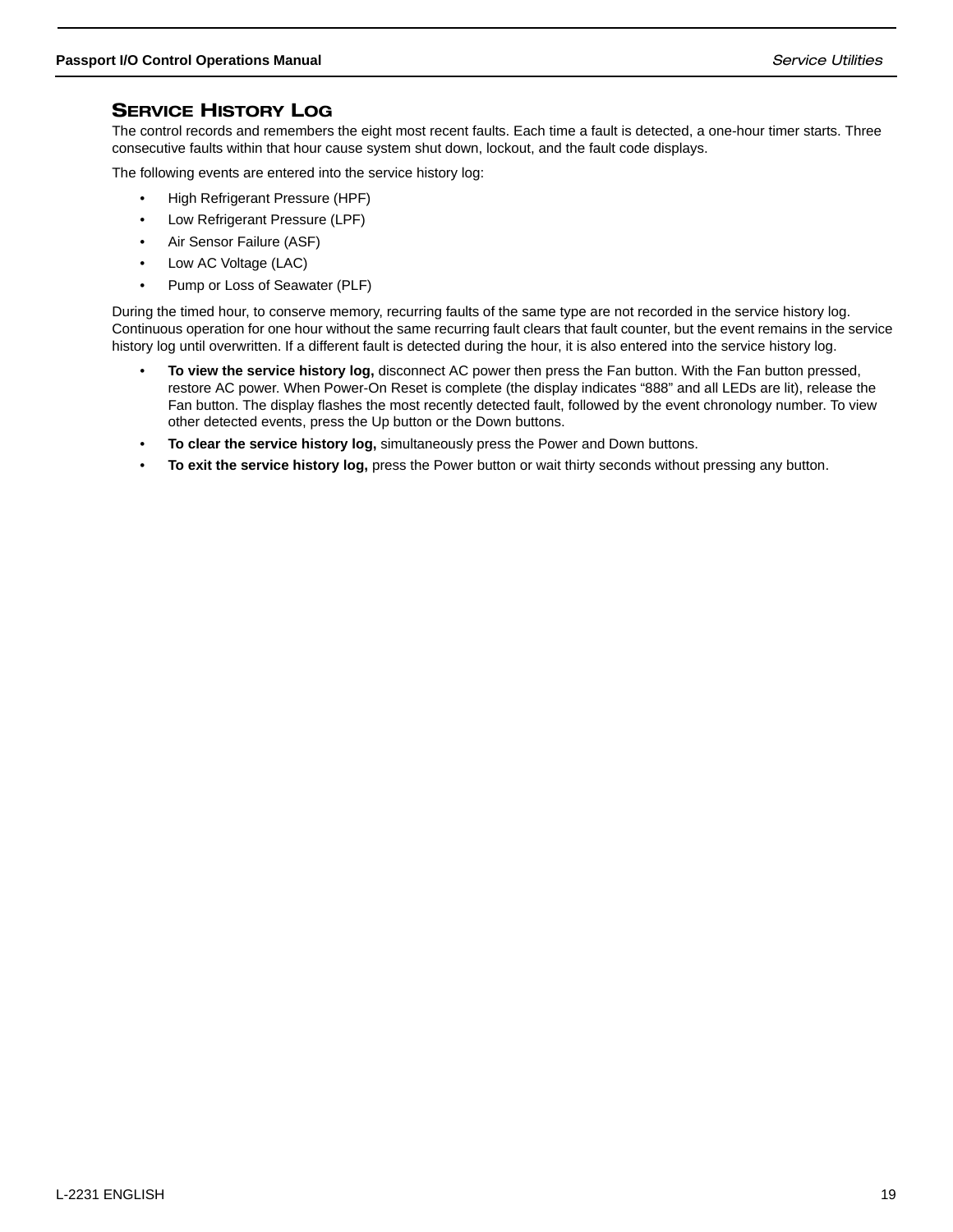## Service History Log

The control records and remembers the eight most recent faults. Each time a fault is detected, a one-hour timer starts. Three consecutive faults within that hour cause system shut down, lockout, and the fault code displays.

The following events are entered into the service history log:

- High Refrigerant Pressure (HPF)
- Low Refrigerant Pressure (LPF)
- Air Sensor Failure (ASF)
- Low AC Voltage (LAC)
- Pump or Loss of Seawater (PLF)

During the timed hour, to conserve memory, recurring faults of the same type are not recorded in the service history log. Continuous operation for one hour without the same recurring fault clears that fault counter, but the event remains in the service history log until overwritten. If a different fault is detected during the hour, it is also entered into the service history log.

- **To view the service history log,** disconnect AC power then press the Fan button. With the Fan button pressed, restore AC power. When Power-On Reset is complete (the display indicates “888” and all LEDs are lit), release the Fan button. The display flashes the most recently detected fault, followed by the event chronology number. To view other detected events, press the Up button or the Down buttons.
- **To clear the service history log,** simultaneously press the Power and Down buttons.
- **To exit the service history log,** press the Power button or wait thirty seconds without pressing any button.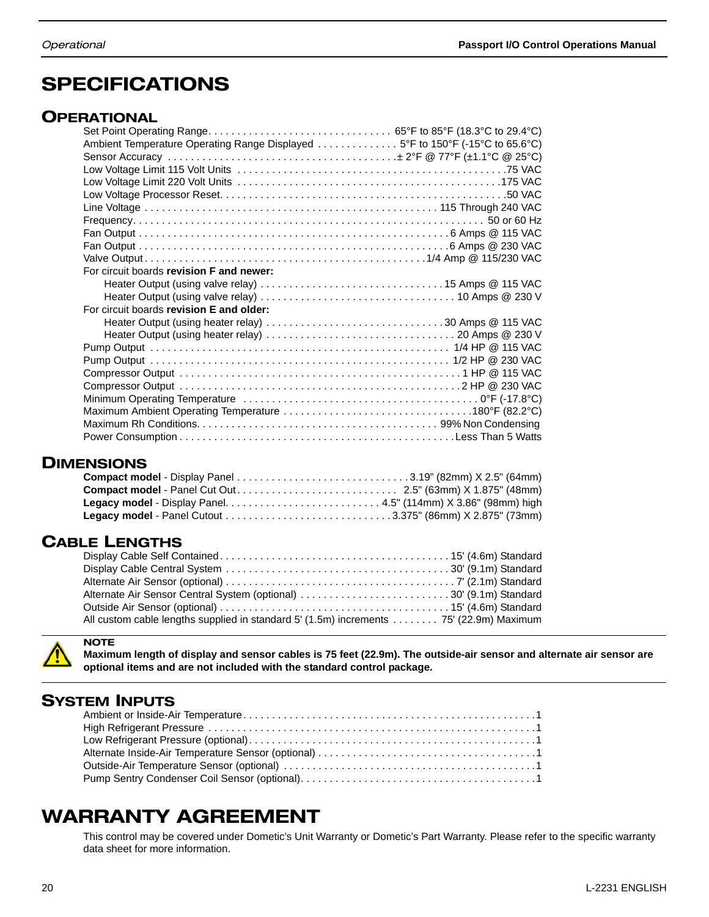# SPECIFICATIONS

## OPERATIONAL

| Specification | Value |
|---|---|
| Set Point Operating Range | 65°F to 85°F (18.3°C to 29.4°C) |
| Ambient Temperature Operating Range Displayed | 5°F to 150°F (-15°C to 65.6°C) |
| Sensor Accuracy | ± 2°F @ 77°F (±1.1°C @ 25°C) |
| Low Voltage Limit 115 Volt Units | 75 VAC |
| Low Voltage Limit 220 Volt Units | 175 VAC |
| Low Voltage Processor Reset | 50 VAC |
| Line Voltage | 115 Through 240 VAC |
| Frequency | 50 or 60 Hz |
| Fan Output | 6 Amps @ 115 VAC |
| Fan Output | 6 Amps @ 230 VAC |
| Valve Output | 1/4 Amp @ 115/230 VAC |
| For circuit boards **revision F and newer:** | |
| Heater Output (using valve relay) | 15 Amps @ 115 VAC |
| Heater Output (using valve relay) | 10 Amps @ 230 V |
| For circuit boards **revision E and older:** | |
| Heater Output (using heater relay) | 30 Amps @ 115 VAC |
| Heater Output (using heater relay) | 20 Amps @ 230 V |
| Pump Output | 1/4 HP @ 115 VAC |
| Pump Output | 1/2 HP @ 230 VAC |
| Compressor Output | 1 HP @ 115 VAC |
| Compressor Output | 2 HP @ 230 VAC |
| Minimum Operating Temperature | 0°F (-17.8°C) |
| Maximum Ambient Operating Temperature | 180°F (82.2°C) |
| Maximum Rh Conditions | 99% Non Condensing |
| Power Consumption | Less Than 5 Watts |

## DIMENSIONS

| Item | Value |
|---|---|
| **Compact model** - Display Panel | 3.19" (82mm) X 2.5" (64mm) |
| **Compact model** - Panel Cut Out | 2.5" (63mm) X 1.875" (48mm) |
| **Legacy model** - Display Panel | 4.5" (114mm) X 3.86" (98mm) high |
| **Legacy model** - Panel Cutout | 3.375" (86mm) X 2.875" (73mm) |

## CABLE LENGTHS

| Cable | Length |
|---|---|
| Display Cable Self Contained | 15' (4.6m) Standard |
| Display Cable Central System | 30' (9.1m) Standard |
| Alternate Air Sensor (optional) | 7' (2.1m) Standard |
| Alternate Air Sensor Central System (optional) | 30' (9.1m) Standard |
| Outside Air Sensor (optional) | 15' (4.6m) Standard |
| All custom cable lengths supplied in standard 5' (1.5m) increments | 75' (22.9m) Maximum |

**NOTE**

**Maximum length of display and sensor cables is 75 feet (22.9m). The outside-air sensor and alternate air sensor are optional items and are not included with the standard control package.**

## SYSTEM INPUTS

| Input | Quantity |
|---|---|
| Ambient or Inside-Air Temperature | 1 |
| High Refrigerant Pressure | 1 |
| Low Refrigerant Pressure (optional) | 1 |
| Alternate Inside-Air Temperature Sensor (optional) | 1 |
| Outside-Air Temperature Sensor (optional) | 1 |
| Pump Sentry Condenser Coil Sensor (optional) | 1 |

# WARRANTY AGREEMENT

This control may be covered under Dometic's Unit Warranty or Dometic's Part Warranty. Please refer to the specific warranty data sheet for more information.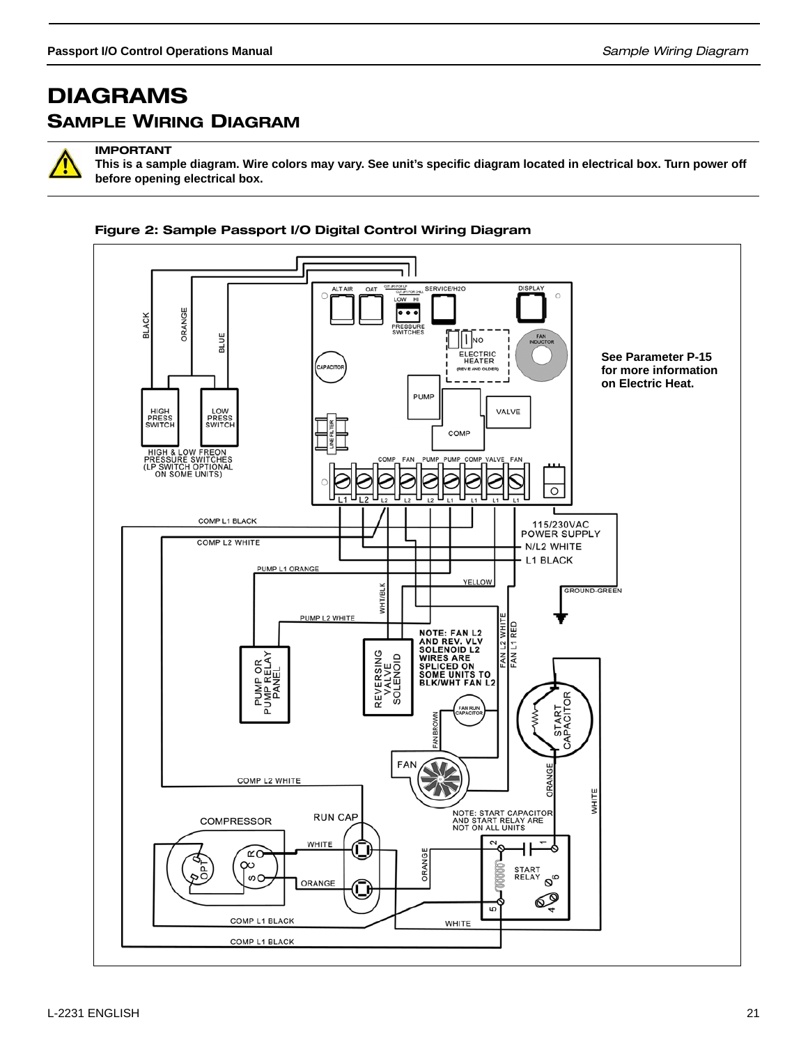# DIAGRAMS

## SAMPLE WIRING DIAGRAM

**IMPORTANT**
**This is a sample diagram. Wire colors may vary. See unit's specific diagram located in electrical box. Turn power off before opening electrical box.**

**Figure 2: Sample Passport I/O Digital Control Wiring Diagram**

**See Parameter P-15 for more information on Electric Heat.**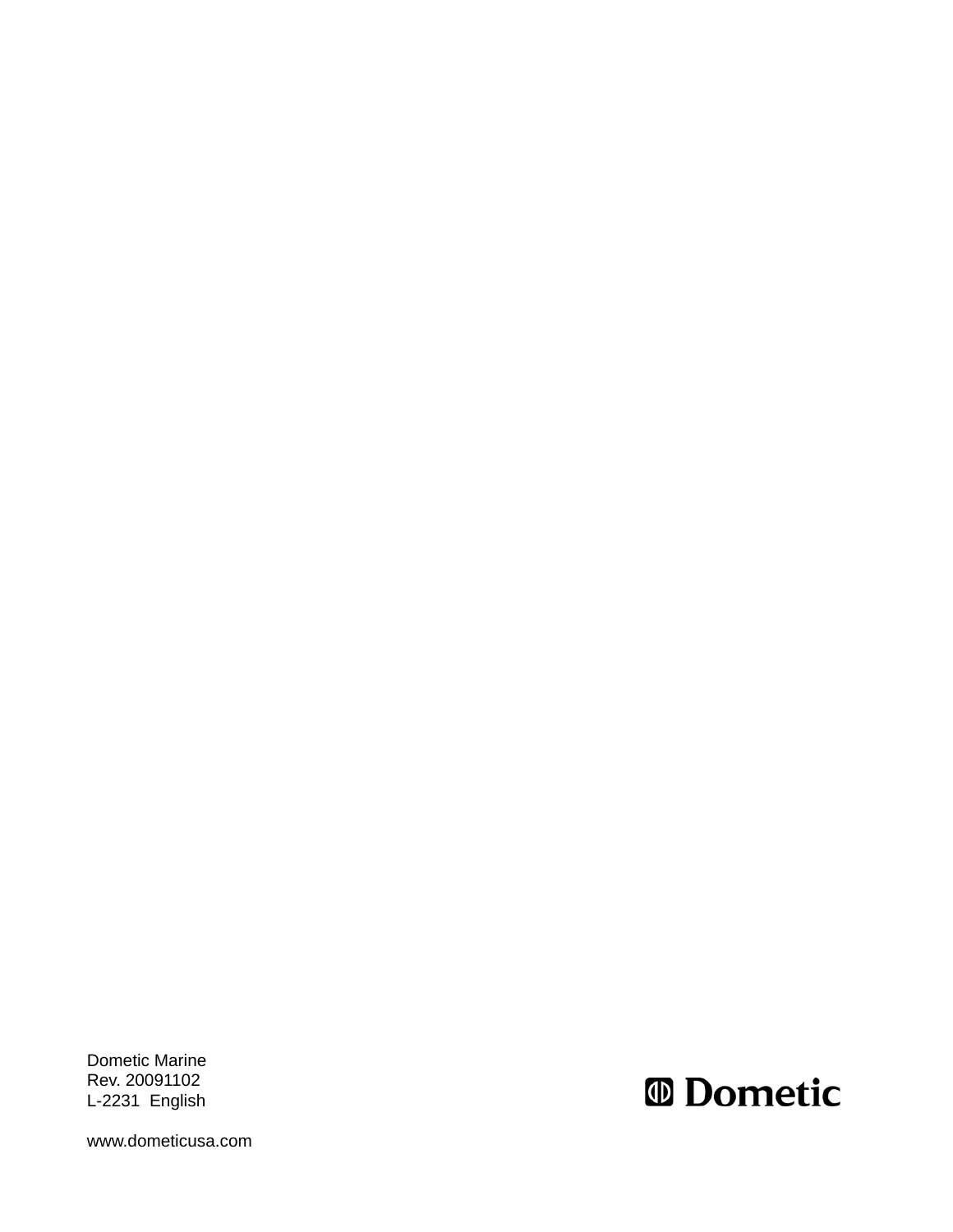Dometic Marine
Rev. 20091102
L-2231 English

www.dometicusa.com

Dometic